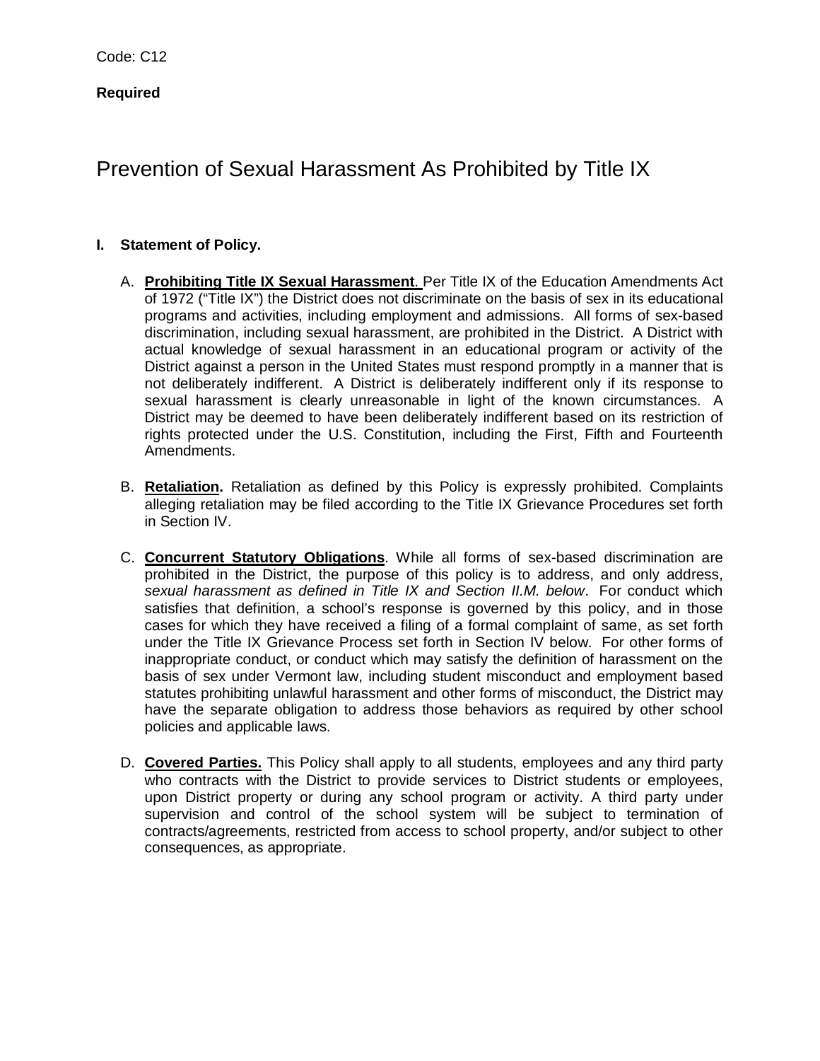Code: C12

**Required**

# Prevention of Sexual Harassment As Prohibited by Title IX

## I. Statement of Policy.

A. **Prohibiting Title IX Sexual Harassment**. Per Title IX of the Education Amendments Act of 1972 ("Title IX") the District does not discriminate on the basis of sex in its educational programs and activities, including employment and admissions. All forms of sex-based discrimination, including sexual harassment, are prohibited in the District. A District with actual knowledge of sexual harassment in an educational program or activity of the District against a person in the United States must respond promptly in a manner that is not deliberately indifferent. A District is deliberately indifferent only if its response to sexual harassment is clearly unreasonable in light of the known circumstances. A District may be deemed to have been deliberately indifferent based on its restriction of rights protected under the U.S. Constitution, including the First, Fifth and Fourteenth Amendments.

B. **Retaliation.** Retaliation as defined by this Policy is expressly prohibited. Complaints alleging retaliation may be filed according to the Title IX Grievance Procedures set forth in Section IV.

C. **Concurrent Statutory Obligations**. While all forms of sex-based discrimination are prohibited in the District, the purpose of this policy is to address, and only address, *sexual harassment as defined in Title IX and Section II.M. below*. For conduct which satisfies that definition, a school's response is governed by this policy, and in those cases for which they have received a filing of a formal complaint of same, as set forth under the Title IX Grievance Process set forth in Section IV below. For other forms of inappropriate conduct, or conduct which may satisfy the definition of harassment on the basis of sex under Vermont law, including student misconduct and employment based statutes prohibiting unlawful harassment and other forms of misconduct, the District may have the separate obligation to address those behaviors as required by other school policies and applicable laws.

D. **Covered Parties.** This Policy shall apply to all students, employees and any third party who contracts with the District to provide services to District students or employees, upon District property or during any school program or activity. A third party under supervision and control of the school system will be subject to termination of contracts/agreements, restricted from access to school property, and/or subject to other consequences, as appropriate.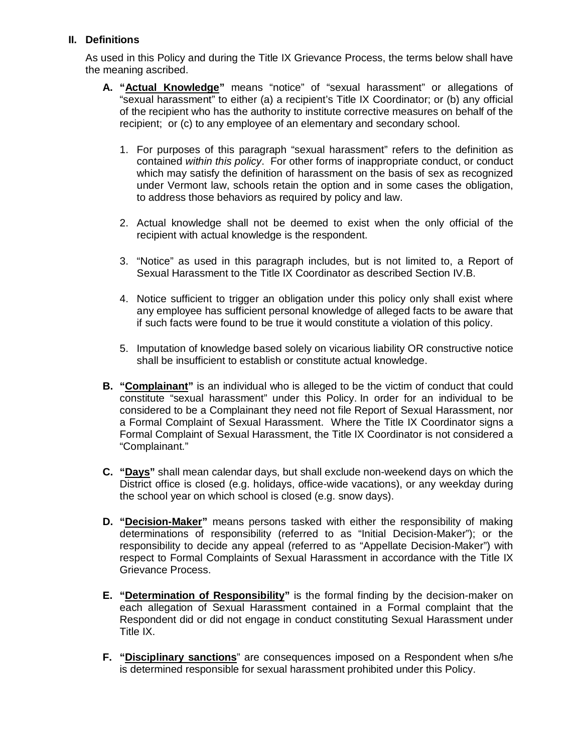## II. Definitions

As used in this Policy and during the Title IX Grievance Process, the terms below shall have the meaning ascribed.

**A. "<u>Actual Knowledge</u>"** means "notice" of "sexual harassment" or allegations of "sexual harassment" to either (a) a recipient's Title IX Coordinator; or (b) any official of the recipient who has the authority to institute corrective measures on behalf of the recipient; or (c) to any employee of an elementary and secondary school.

1. For purposes of this paragraph "sexual harassment" refers to the definition as contained *within this policy*. For other forms of inappropriate conduct, or conduct which may satisfy the definition of harassment on the basis of sex as recognized under Vermont law, schools retain the option and in some cases the obligation, to address those behaviors as required by policy and law.

2. Actual knowledge shall not be deemed to exist when the only official of the recipient with actual knowledge is the respondent.

3. "Notice" as used in this paragraph includes, but is not limited to, a Report of Sexual Harassment to the Title IX Coordinator as described Section IV.B.

4. Notice sufficient to trigger an obligation under this policy only shall exist where any employee has sufficient personal knowledge of alleged facts to be aware that if such facts were found to be true it would constitute a violation of this policy.

5. Imputation of knowledge based solely on vicarious liability OR constructive notice shall be insufficient to establish or constitute actual knowledge.

**B. "<u>Complainant</u>"** is an individual who is alleged to be the victim of conduct that could constitute "sexual harassment" under this Policy. In order for an individual to be considered to be a Complainant they need not file Report of Sexual Harassment, nor a Formal Complaint of Sexual Harassment. Where the Title IX Coordinator signs a Formal Complaint of Sexual Harassment, the Title IX Coordinator is not considered a "Complainant."

**C. "<u>Days</u>"** shall mean calendar days, but shall exclude non-weekend days on which the District office is closed (e.g. holidays, office-wide vacations), or any weekday during the school year on which school is closed (e.g. snow days).

**D. "<u>Decision-Maker</u>"** means persons tasked with either the responsibility of making determinations of responsibility (referred to as "Initial Decision-Maker"); or the responsibility to decide any appeal (referred to as "Appellate Decision-Maker") with respect to Formal Complaints of Sexual Harassment in accordance with the Title IX Grievance Process.

**E. "<u>Determination of Responsibility</u>"** is the formal finding by the decision-maker on each allegation of Sexual Harassment contained in a Formal complaint that the Respondent did or did not engage in conduct constituting Sexual Harassment under Title IX.

**F. "<u>Disciplinary sanctions</u>"** are consequences imposed on a Respondent when s/he is determined responsible for sexual harassment prohibited under this Policy.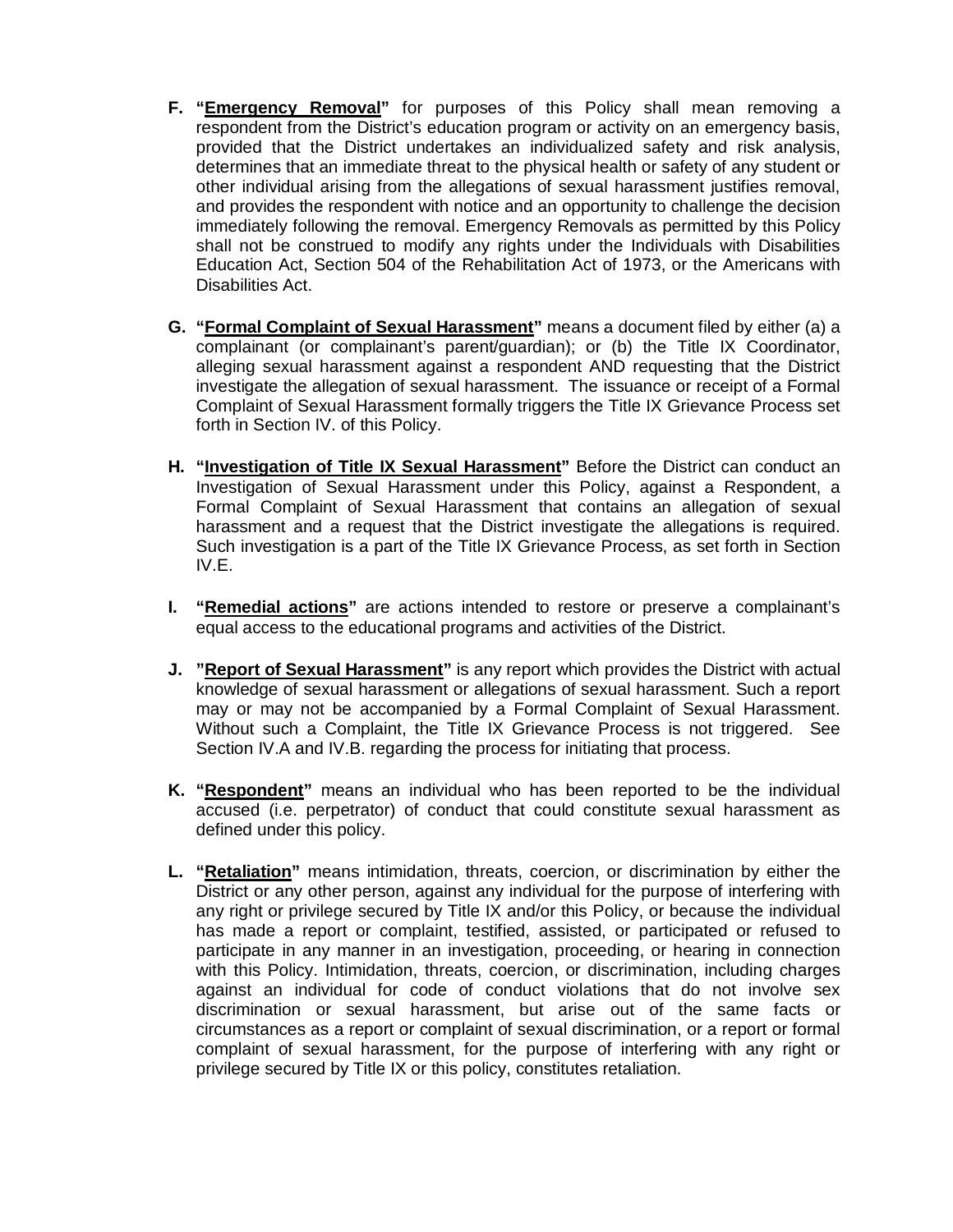**F. "<u>Emergency Removal</u>"** for purposes of this Policy shall mean removing a respondent from the District's education program or activity on an emergency basis, provided that the District undertakes an individualized safety and risk analysis, determines that an immediate threat to the physical health or safety of any student or other individual arising from the allegations of sexual harassment justifies removal, and provides the respondent with notice and an opportunity to challenge the decision immediately following the removal. Emergency Removals as permitted by this Policy shall not be construed to modify any rights under the Individuals with Disabilities Education Act, Section 504 of the Rehabilitation Act of 1973, or the Americans with Disabilities Act.

**G. "<u>Formal Complaint of Sexual Harassment</u>"** means a document filed by either (a) a complainant (or complainant's parent/guardian); or (b) the Title IX Coordinator, alleging sexual harassment against a respondent AND requesting that the District investigate the allegation of sexual harassment. The issuance or receipt of a Formal Complaint of Sexual Harassment formally triggers the Title IX Grievance Process set forth in Section IV. of this Policy.

**H. "<u>Investigation of Title IX Sexual Harassment</u>"** Before the District can conduct an Investigation of Sexual Harassment under this Policy, against a Respondent, a Formal Complaint of Sexual Harassment that contains an allegation of sexual harassment and a request that the District investigate the allegations is required. Such investigation is a part of the Title IX Grievance Process, as set forth in Section IV.E.

**I. "<u>Remedial actions</u>"** are actions intended to restore or preserve a complainant's equal access to the educational programs and activities of the District.

**J. "<u>Report of Sexual Harassment</u>"** is any report which provides the District with actual knowledge of sexual harassment or allegations of sexual harassment. Such a report may or may not be accompanied by a Formal Complaint of Sexual Harassment. Without such a Complaint, the Title IX Grievance Process is not triggered. See Section IV.A and IV.B. regarding the process for initiating that process.

**K. "<u>Respondent</u>"** means an individual who has been reported to be the individual accused (i.e. perpetrator) of conduct that could constitute sexual harassment as defined under this policy.

**L. "<u>Retaliation</u>"** means intimidation, threats, coercion, or discrimination by either the District or any other person, against any individual for the purpose of interfering with any right or privilege secured by Title IX and/or this Policy, or because the individual has made a report or complaint, testified, assisted, or participated or refused to participate in any manner in an investigation, proceeding, or hearing in connection with this Policy. Intimidation, threats, coercion, or discrimination, including charges against an individual for code of conduct violations that do not involve sex discrimination or sexual harassment, but arise out of the same facts or circumstances as a report or complaint of sexual discrimination, or a report or formal complaint of sexual harassment, for the purpose of interfering with any right or privilege secured by Title IX or this policy, constitutes retaliation.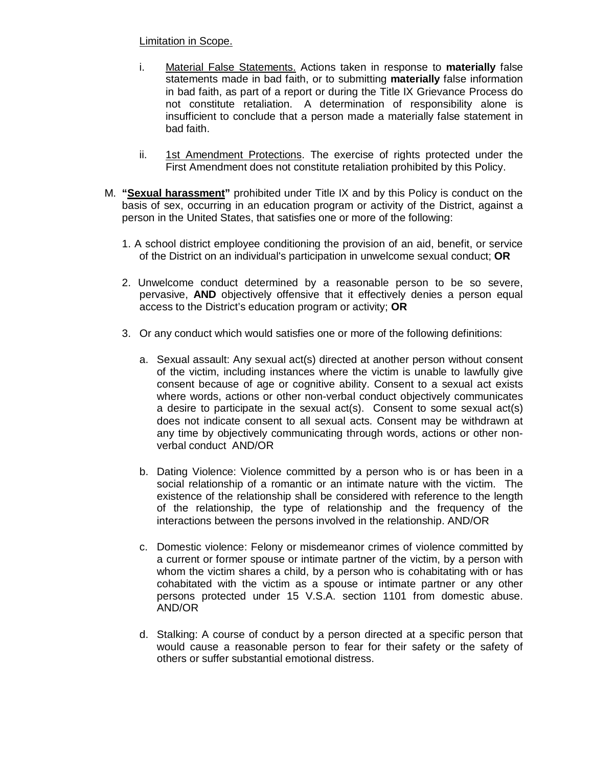Limitation in Scope.

i. Material False Statements. Actions taken in response to **materially** false statements made in bad faith, or to submitting **materially** false information in bad faith, as part of a report or during the Title IX Grievance Process do not constitute retaliation. A determination of responsibility alone is insufficient to conclude that a person made a materially false statement in bad faith.

ii. 1st Amendment Protections. The exercise of rights protected under the First Amendment does not constitute retaliation prohibited by this Policy.

M. **"Sexual harassment"** prohibited under Title IX and by this Policy is conduct on the basis of sex, occurring in an education program or activity of the District, against a person in the United States, that satisfies one or more of the following:

1. A school district employee conditioning the provision of an aid, benefit, or service of the District on an individual's participation in unwelcome sexual conduct; **OR**

2. Unwelcome conduct determined by a reasonable person to be so severe, pervasive, **AND** objectively offensive that it effectively denies a person equal access to the District's education program or activity; **OR**

3. Or any conduct which would satisfies one or more of the following definitions:

   a. Sexual assault: Any sexual act(s) directed at another person without consent of the victim, including instances where the victim is unable to lawfully give consent because of age or cognitive ability. Consent to a sexual act exists where words, actions or other non-verbal conduct objectively communicates a desire to participate in the sexual act(s). Consent to some sexual act(s) does not indicate consent to all sexual acts. Consent may be withdrawn at any time by objectively communicating through words, actions or other non-verbal conduct AND/OR

   b. Dating Violence: Violence committed by a person who is or has been in a social relationship of a romantic or an intimate nature with the victim. The existence of the relationship shall be considered with reference to the length of the relationship, the type of relationship and the frequency of the interactions between the persons involved in the relationship. AND/OR

   c. Domestic violence: Felony or misdemeanor crimes of violence committed by a current or former spouse or intimate partner of the victim, by a person with whom the victim shares a child, by a person who is cohabitating with or has cohabitated with the victim as a spouse or intimate partner or any other persons protected under 15 V.S.A. section 1101 from domestic abuse. AND/OR

   d. Stalking: A course of conduct by a person directed at a specific person that would cause a reasonable person to fear for their safety or the safety of others or suffer substantial emotional distress.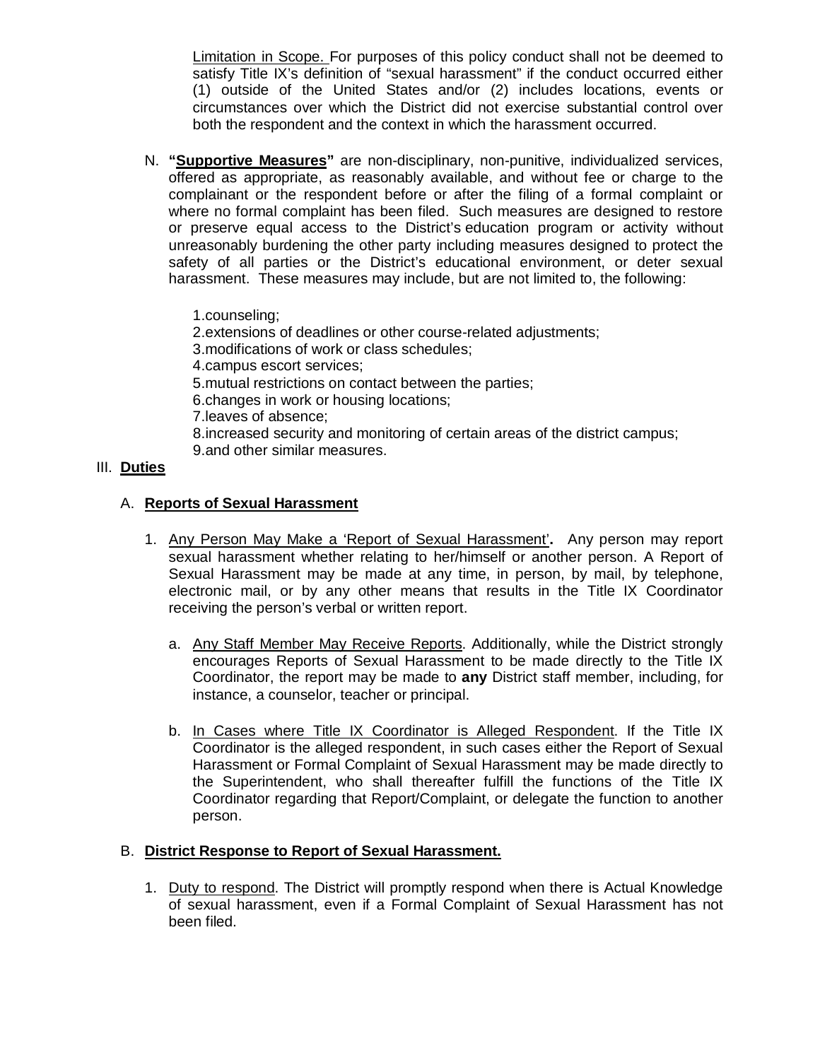Limitation in Scope. For purposes of this policy conduct shall not be deemed to satisfy Title IX's definition of "sexual harassment" if the conduct occurred either (1) outside of the United States and/or (2) includes locations, events or circumstances over which the District did not exercise substantial control over both the respondent and the context in which the harassment occurred.

N. **"Supportive Measures"** are non-disciplinary, non-punitive, individualized services, offered as appropriate, as reasonably available, and without fee or charge to the complainant or the respondent before or after the filing of a formal complaint or where no formal complaint has been filed. Such measures are designed to restore or preserve equal access to the District's education program or activity without unreasonably burdening the other party including measures designed to protect the safety of all parties or the District's educational environment, or deter sexual harassment. These measures may include, but are not limited to, the following:

1. counseling;
2. extensions of deadlines or other course-related adjustments;
3. modifications of work or class schedules;
4. campus escort services;
5. mutual restrictions on contact between the parties;
6. changes in work or housing locations;
7. leaves of absence;
8. increased security and monitoring of certain areas of the district campus;
9. and other similar measures.

## III. **Duties**

### A. **Reports of Sexual Harassment**

1. Any Person May Make a 'Report of Sexual Harassment'**.** Any person may report sexual harassment whether relating to her/himself or another person. A Report of Sexual Harassment may be made at any time, in person, by mail, by telephone, electronic mail, or by any other means that results in the Title IX Coordinator receiving the person's verbal or written report.

   a. Any Staff Member May Receive Reports. Additionally, while the District strongly encourages Reports of Sexual Harassment to be made directly to the Title IX Coordinator, the report may be made to **any** District staff member, including, for instance, a counselor, teacher or principal.

   b. In Cases where Title IX Coordinator is Alleged Respondent. If the Title IX Coordinator is the alleged respondent, in such cases either the Report of Sexual Harassment or Formal Complaint of Sexual Harassment may be made directly to the Superintendent, who shall thereafter fulfill the functions of the Title IX Coordinator regarding that Report/Complaint, or delegate the function to another person.

### B. **District Response to Report of Sexual Harassment.**

1. Duty to respond. The District will promptly respond when there is Actual Knowledge of sexual harassment, even if a Formal Complaint of Sexual Harassment has not been filed.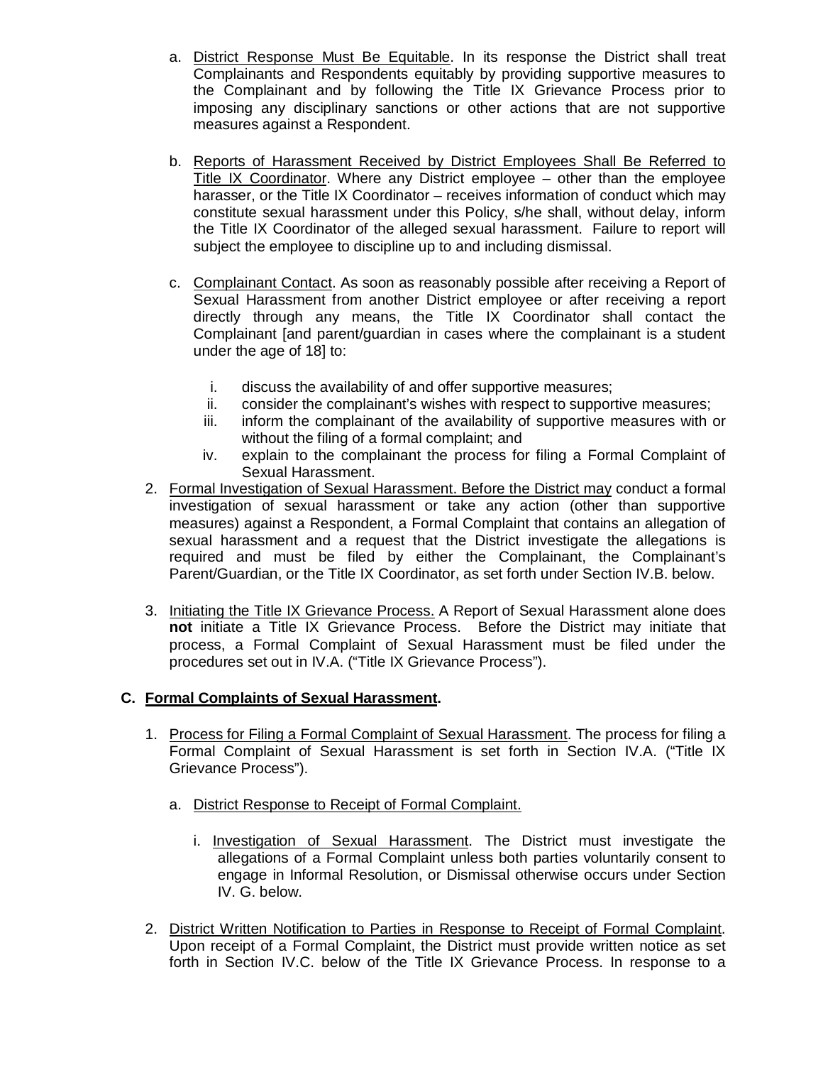a. District Response Must Be Equitable. In its response the District shall treat Complainants and Respondents equitably by providing supportive measures to the Complainant and by following the Title IX Grievance Process prior to imposing any disciplinary sanctions or other actions that are not supportive measures against a Respondent.

b. Reports of Harassment Received by District Employees Shall Be Referred to Title IX Coordinator. Where any District employee – other than the employee harasser, or the Title IX Coordinator – receives information of conduct which may constitute sexual harassment under this Policy, s/he shall, without delay, inform the Title IX Coordinator of the alleged sexual harassment. Failure to report will subject the employee to discipline up to and including dismissal.

c. Complainant Contact. As soon as reasonably possible after receiving a Report of Sexual Harassment from another District employee or after receiving a report directly through any means, the Title IX Coordinator shall contact the Complainant [and parent/guardian in cases where the complainant is a student under the age of 18] to:

   i. discuss the availability of and offer supportive measures;
   ii. consider the complainant's wishes with respect to supportive measures;
   iii. inform the complainant of the availability of supportive measures with or without the filing of a formal complaint; and
   iv. explain to the complainant the process for filing a Formal Complaint of Sexual Harassment.

2. Formal Investigation of Sexual Harassment. Before the District may conduct a formal investigation of sexual harassment or take any action (other than supportive measures) against a Respondent, a Formal Complaint that contains an allegation of sexual harassment and a request that the District investigate the allegations is required and must be filed by either the Complainant, the Complainant's Parent/Guardian, or the Title IX Coordinator, as set forth under Section IV.B. below.

3. Initiating the Title IX Grievance Process. A Report of Sexual Harassment alone does **not** initiate a Title IX Grievance Process. Before the District may initiate that process, a Formal Complaint of Sexual Harassment must be filed under the procedures set out in IV.A. ("Title IX Grievance Process").

### C. Formal Complaints of Sexual Harassment.

1. Process for Filing a Formal Complaint of Sexual Harassment. The process for filing a Formal Complaint of Sexual Harassment is set forth in Section IV.A. ("Title IX Grievance Process").

   a. District Response to Receipt of Formal Complaint.

      i. Investigation of Sexual Harassment. The District must investigate the allegations of a Formal Complaint unless both parties voluntarily consent to engage in Informal Resolution, or Dismissal otherwise occurs under Section IV. G. below.

2. District Written Notification to Parties in Response to Receipt of Formal Complaint. Upon receipt of a Formal Complaint, the District must provide written notice as set forth in Section IV.C. below of the Title IX Grievance Process. In response to a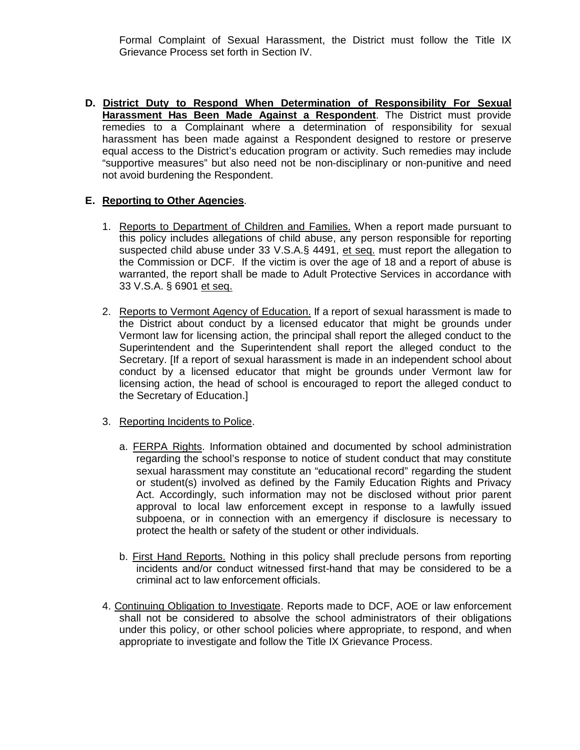Formal Complaint of Sexual Harassment, the District must follow the Title IX Grievance Process set forth in Section IV.

**D. District Duty to Respond When Determination of Responsibility For Sexual Harassment Has Been Made Against a Respondent**. The District must provide remedies to a Complainant where a determination of responsibility for sexual harassment has been made against a Respondent designed to restore or preserve equal access to the District's education program or activity. Such remedies may include "supportive measures" but also need not be non-disciplinary or non-punitive and need not avoid burdening the Respondent.

**E. Reporting to Other Agencies**.

1. Reports to Department of Children and Families. When a report made pursuant to this policy includes allegations of child abuse, any person responsible for reporting suspected child abuse under 33 V.S.A.§ 4491, et seq. must report the allegation to the Commission or DCF. If the victim is over the age of 18 and a report of abuse is warranted, the report shall be made to Adult Protective Services in accordance with 33 V.S.A. § 6901 et seq.

2. Reports to Vermont Agency of Education. If a report of sexual harassment is made to the District about conduct by a licensed educator that might be grounds under Vermont law for licensing action, the principal shall report the alleged conduct to the Superintendent and the Superintendent shall report the alleged conduct to the Secretary. [If a report of sexual harassment is made in an independent school about conduct by a licensed educator that might be grounds under Vermont law for licensing action, the head of school is encouraged to report the alleged conduct to the Secretary of Education.]

3. Reporting Incidents to Police.

   a. FERPA Rights. Information obtained and documented by school administration regarding the school's response to notice of student conduct that may constitute sexual harassment may constitute an "educational record" regarding the student or student(s) involved as defined by the Family Education Rights and Privacy Act. Accordingly, such information may not be disclosed without prior parent approval to local law enforcement except in response to a lawfully issued subpoena, or in connection with an emergency if disclosure is necessary to protect the health or safety of the student or other individuals.

   b. First Hand Reports. Nothing in this policy shall preclude persons from reporting incidents and/or conduct witnessed first-hand that may be considered to be a criminal act to law enforcement officials.

4. Continuing Obligation to Investigate. Reports made to DCF, AOE or law enforcement shall not be considered to absolve the school administrators of their obligations under this policy, or other school policies where appropriate, to respond, and when appropriate to investigate and follow the Title IX Grievance Process.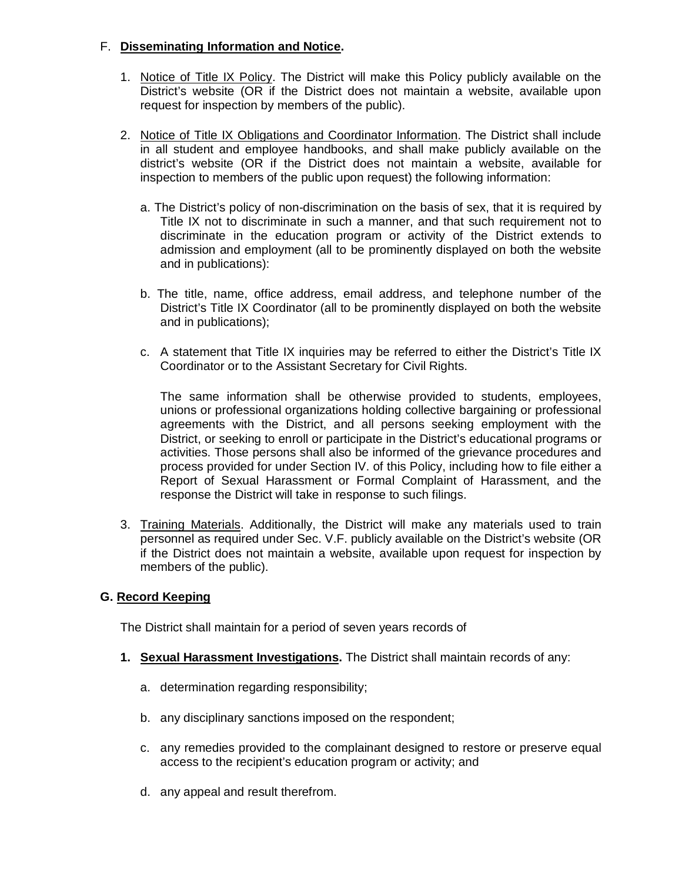F. **Disseminating Information and Notice.**

1. Notice of Title IX Policy. The District will make this Policy publicly available on the District's website (OR if the District does not maintain a website, available upon request for inspection by members of the public).

2. Notice of Title IX Obligations and Coordinator Information. The District shall include in all student and employee handbooks, and shall make publicly available on the district's website (OR if the District does not maintain a website, available for inspection to members of the public upon request) the following information:

   a. The District's policy of non-discrimination on the basis of sex, that it is required by Title IX not to discriminate in such a manner, and that such requirement not to discriminate in the education program or activity of the District extends to admission and employment (all to be prominently displayed on both the website and in publications):

   b. The title, name, office address, email address, and telephone number of the District's Title IX Coordinator (all to be prominently displayed on both the website and in publications);

   c. A statement that Title IX inquiries may be referred to either the District's Title IX Coordinator or to the Assistant Secretary for Civil Rights.

   The same information shall be otherwise provided to students, employees, unions or professional organizations holding collective bargaining or professional agreements with the District, and all persons seeking employment with the District, or seeking to enroll or participate in the District's educational programs or activities. Those persons shall also be informed of the grievance procedures and process provided for under Section IV. of this Policy, including how to file either a Report of Sexual Harassment or Formal Complaint of Harassment, and the response the District will take in response to such filings.

3. Training Materials. Additionally, the District will make any materials used to train personnel as required under Sec. V.F. publicly available on the District's website (OR if the District does not maintain a website, available upon request for inspection by members of the public).

**G. Record Keeping**

The District shall maintain for a period of seven years records of

1. **Sexual Harassment Investigations.** The District shall maintain records of any:

   a. determination regarding responsibility;

   b. any disciplinary sanctions imposed on the respondent;

   c. any remedies provided to the complainant designed to restore or preserve equal access to the recipient's education program or activity; and

   d. any appeal and result therefrom.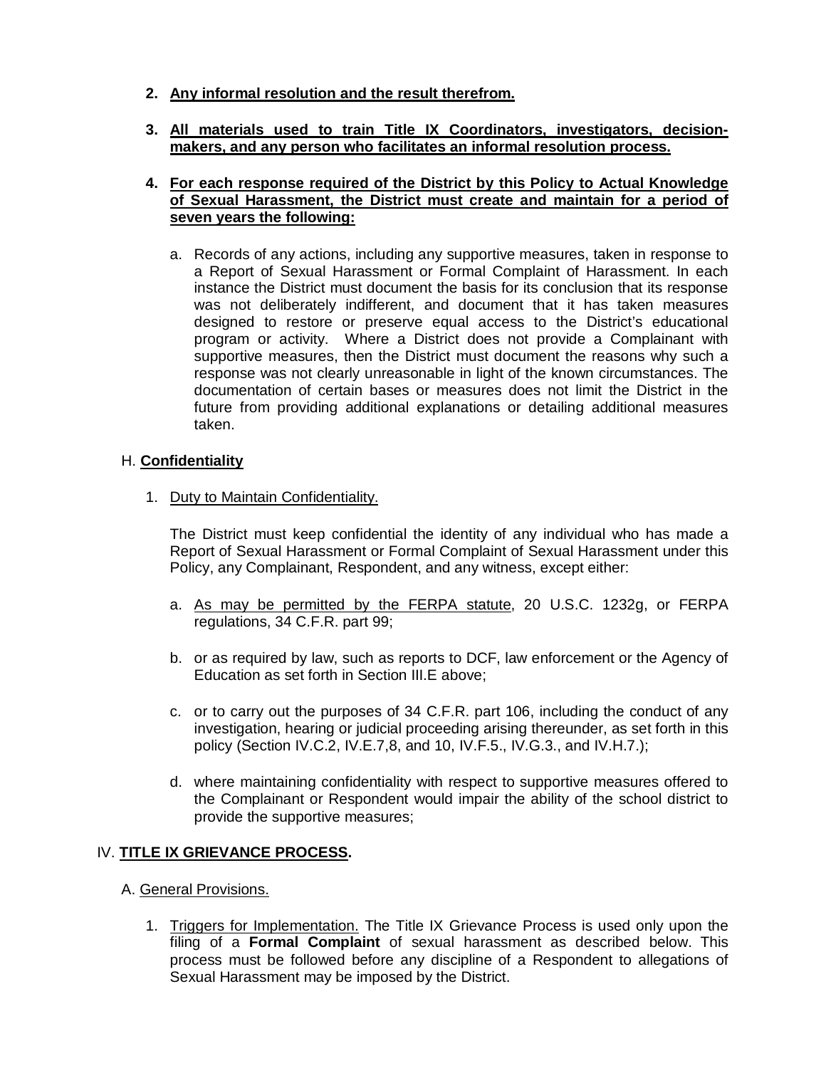2. **<u>Any informal resolution and the result therefrom.</u>**

3. **<u>All materials used to train Title IX Coordinators, investigators, decision-makers, and any person who facilitates an informal resolution process.</u>**

4. **<u>For each response required of the District by this Policy to Actual Knowledge of Sexual Harassment, the District must create and maintain for a period of seven years the following:</u>**

   a. Records of any actions, including any supportive measures, taken in response to a Report of Sexual Harassment or Formal Complaint of Harassment. In each instance the District must document the basis for its conclusion that its response was not deliberately indifferent, and document that it has taken measures designed to restore or preserve equal access to the District's educational program or activity. Where a District does not provide a Complainant with supportive measures, then the District must document the reasons why such a response was not clearly unreasonable in light of the known circumstances. The documentation of certain bases or measures does not limit the District in the future from providing additional explanations or detailing additional measures taken.

H. **<u>Confidentiality</u>**

1. <u>Duty to Maintain Confidentiality.</u>

   The District must keep confidential the identity of any individual who has made a Report of Sexual Harassment or Formal Complaint of Sexual Harassment under this Policy, any Complainant, Respondent, and any witness, except either:

   a. <u>As may be permitted by the FERPA statute</u>, 20 U.S.C. 1232g, or FERPA regulations, 34 C.F.R. part 99;

   b. or as required by law, such as reports to DCF, law enforcement or the Agency of Education as set forth in Section III.E above;

   c. or to carry out the purposes of 34 C.F.R. part 106, including the conduct of any investigation, hearing or judicial proceeding arising thereunder, as set forth in this policy (Section IV.C.2, IV.E.7,8, and 10, IV.F.5., IV.G.3., and IV.H.7.);

   d. where maintaining confidentiality with respect to supportive measures offered to the Complainant or Respondent would impair the ability of the school district to provide the supportive measures;

IV. **<u>TITLE IX GRIEVANCE PROCESS</u>.**

A. <u>General Provisions.</u>

1. <u>Triggers for Implementation.</u> The Title IX Grievance Process is used only upon the filing of a **Formal Complaint** of sexual harassment as described below. This process must be followed before any discipline of a Respondent to allegations of Sexual Harassment may be imposed by the District.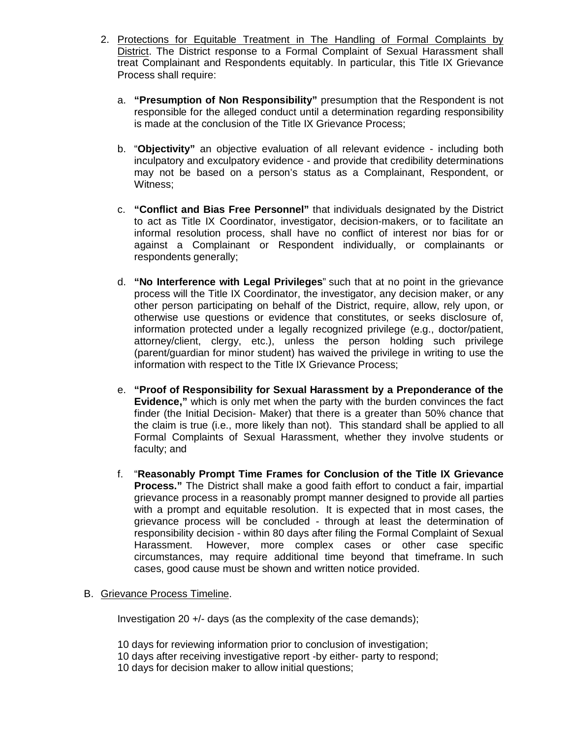2. <u>Protections for Equitable Treatment in The Handling of Formal Complaints by District</u>. The District response to a Formal Complaint of Sexual Harassment shall treat Complainant and Respondents equitably. In particular, this Title IX Grievance Process shall require:

    a. **"Presumption of Non Responsibility"** presumption that the Respondent is not responsible for the alleged conduct until a determination regarding responsibility is made at the conclusion of the Title IX Grievance Process;

    b. "**Objectivity"** an objective evaluation of all relevant evidence - including both inculpatory and exculpatory evidence - and provide that credibility determinations may not be based on a person's status as a Complainant, Respondent, or Witness;

    c. **"Conflict and Bias Free Personnel"** that individuals designated by the District to act as Title IX Coordinator, investigator, decision-makers, or to facilitate an informal resolution process, shall have no conflict of interest nor bias for or against a Complainant or Respondent individually, or complainants or respondents generally;

    d. **"No Interference with Legal Privileges**" such that at no point in the grievance process will the Title IX Coordinator, the investigator, any decision maker, or any other person participating on behalf of the District, require, allow, rely upon, or otherwise use questions or evidence that constitutes, or seeks disclosure of, information protected under a legally recognized privilege (e.g., doctor/patient, attorney/client, clergy, etc.), unless the person holding such privilege (parent/guardian for minor student) has waived the privilege in writing to use the information with respect to the Title IX Grievance Process;

    e. **"Proof of Responsibility for Sexual Harassment by a Preponderance of the Evidence,"** which is only met when the party with the burden convinces the fact finder (the Initial Decision- Maker) that there is a greater than 50% chance that the claim is true (i.e., more likely than not). This standard shall be applied to all Formal Complaints of Sexual Harassment, whether they involve students or faculty; and

    f. "**Reasonably Prompt Time Frames for Conclusion of the Title IX Grievance Process."** The District shall make a good faith effort to conduct a fair, impartial grievance process in a reasonably prompt manner designed to provide all parties with a prompt and equitable resolution. It is expected that in most cases, the grievance process will be concluded - through at least the determination of responsibility decision - within 80 days after filing the Formal Complaint of Sexual Harassment. However, more complex cases or other case specific circumstances, may require additional time beyond that timeframe. In such cases, good cause must be shown and written notice provided.

B. <u>Grievance Process Timeline</u>.

Investigation 20 +/- days (as the complexity of the case demands);

10 days for reviewing information prior to conclusion of investigation;
10 days after receiving investigative report -by either- party to respond;
10 days for decision maker to allow initial questions;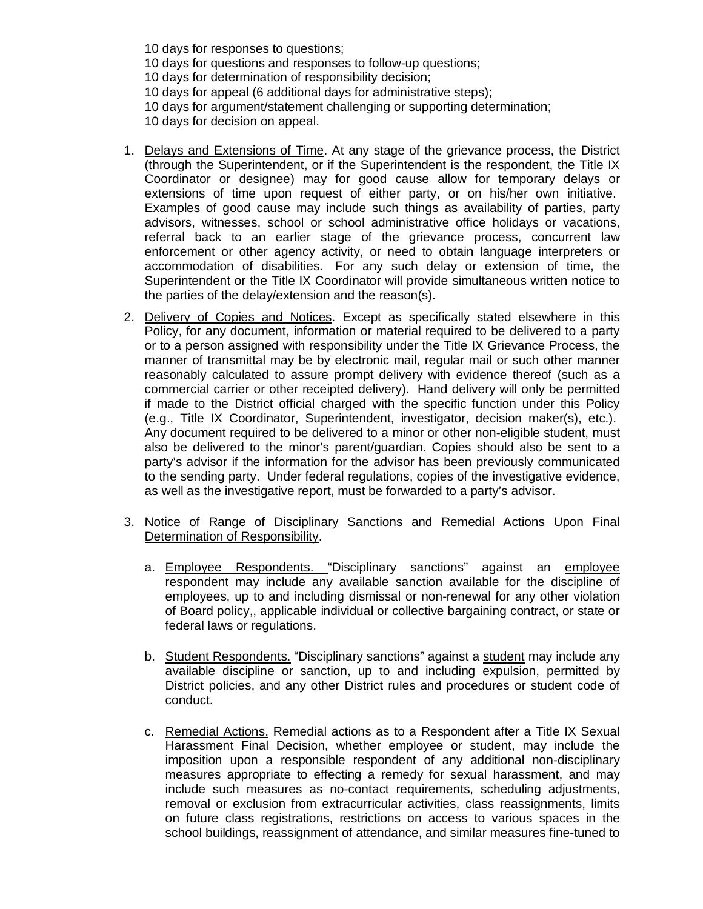10 days for responses to questions;
10 days for questions and responses to follow-up questions;
10 days for determination of responsibility decision;
10 days for appeal (6 additional days for administrative steps);
10 days for argument/statement challenging or supporting determination;
10 days for decision on appeal.

1. Delays and Extensions of Time. At any stage of the grievance process, the District (through the Superintendent, or if the Superintendent is the respondent, the Title IX Coordinator or designee) may for good cause allow for temporary delays or extensions of time upon request of either party, or on his/her own initiative. Examples of good cause may include such things as availability of parties, party advisors, witnesses, school or school administrative office holidays or vacations, referral back to an earlier stage of the grievance process, concurrent law enforcement or other agency activity, or need to obtain language interpreters or accommodation of disabilities. For any such delay or extension of time, the Superintendent or the Title IX Coordinator will provide simultaneous written notice to the parties of the delay/extension and the reason(s).

2. Delivery of Copies and Notices. Except as specifically stated elsewhere in this Policy, for any document, information or material required to be delivered to a party or to a person assigned with responsibility under the Title IX Grievance Process, the manner of transmittal may be by electronic mail, regular mail or such other manner reasonably calculated to assure prompt delivery with evidence thereof (such as a commercial carrier or other receipted delivery). Hand delivery will only be permitted if made to the District official charged with the specific function under this Policy (e.g., Title IX Coordinator, Superintendent, investigator, decision maker(s), etc.). Any document required to be delivered to a minor or other non-eligible student, must also be delivered to the minor's parent/guardian. Copies should also be sent to a party's advisor if the information for the advisor has been previously communicated to the sending party. Under federal regulations, copies of the investigative evidence, as well as the investigative report, must be forwarded to a party's advisor.

3. Notice of Range of Disciplinary Sanctions and Remedial Actions Upon Final Determination of Responsibility.

   a. Employee Respondents. "Disciplinary sanctions" against an employee respondent may include any available sanction available for the discipline of employees, up to and including dismissal or non-renewal for any other violation of Board policy,, applicable individual or collective bargaining contract, or state or federal laws or regulations.

   b. Student Respondents. "Disciplinary sanctions" against a student may include any available discipline or sanction, up to and including expulsion, permitted by District policies, and any other District rules and procedures or student code of conduct.

   c. Remedial Actions. Remedial actions as to a Respondent after a Title IX Sexual Harassment Final Decision, whether employee or student, may include the imposition upon a responsible respondent of any additional non-disciplinary measures appropriate to effecting a remedy for sexual harassment, and may include such measures as no-contact requirements, scheduling adjustments, removal or exclusion from extracurricular activities, class reassignments, limits on future class registrations, restrictions on access to various spaces in the school buildings, reassignment of attendance, and similar measures fine-tuned to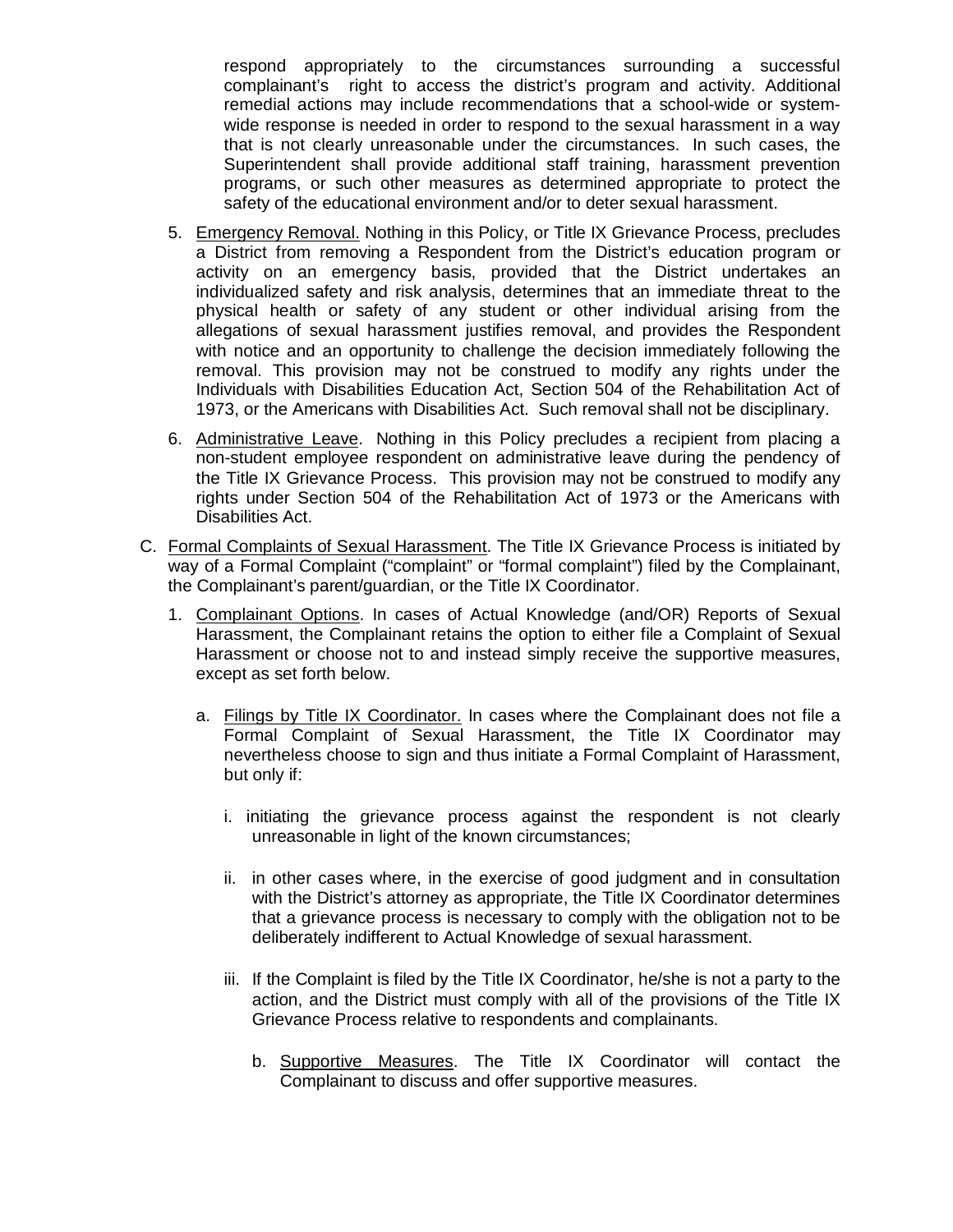respond appropriately to the circumstances surrounding a successful complainant's right to access the district's program and activity. Additional remedial actions may include recommendations that a school-wide or system-wide response is needed in order to respond to the sexual harassment in a way that is not clearly unreasonable under the circumstances. In such cases, the Superintendent shall provide additional staff training, harassment prevention programs, or such other measures as determined appropriate to protect the safety of the educational environment and/or to deter sexual harassment.

5. Emergency Removal. Nothing in this Policy, or Title IX Grievance Process, precludes a District from removing a Respondent from the District's education program or activity on an emergency basis, provided that the District undertakes an individualized safety and risk analysis, determines that an immediate threat to the physical health or safety of any student or other individual arising from the allegations of sexual harassment justifies removal, and provides the Respondent with notice and an opportunity to challenge the decision immediately following the removal. This provision may not be construed to modify any rights under the Individuals with Disabilities Education Act, Section 504 of the Rehabilitation Act of 1973, or the Americans with Disabilities Act. Such removal shall not be disciplinary.

6. Administrative Leave. Nothing in this Policy precludes a recipient from placing a non-student employee respondent on administrative leave during the pendency of the Title IX Grievance Process. This provision may not be construed to modify any rights under Section 504 of the Rehabilitation Act of 1973 or the Americans with Disabilities Act.

C. Formal Complaints of Sexual Harassment. The Title IX Grievance Process is initiated by way of a Formal Complaint ("complaint" or "formal complaint") filed by the Complainant, the Complainant's parent/guardian, or the Title IX Coordinator.

1. Complainant Options. In cases of Actual Knowledge (and/OR) Reports of Sexual Harassment, the Complainant retains the option to either file a Complaint of Sexual Harassment or choose not to and instead simply receive the supportive measures, except as set forth below.

   a. Filings by Title IX Coordinator. In cases where the Complainant does not file a Formal Complaint of Sexual Harassment, the Title IX Coordinator may nevertheless choose to sign and thus initiate a Formal Complaint of Harassment, but only if:

      i. initiating the grievance process against the respondent is not clearly unreasonable in light of the known circumstances;

      ii. in other cases where, in the exercise of good judgment and in consultation with the District's attorney as appropriate, the Title IX Coordinator determines that a grievance process is necessary to comply with the obligation not to be deliberately indifferent to Actual Knowledge of sexual harassment.

      iii. If the Complaint is filed by the Title IX Coordinator, he/she is not a party to the action, and the District must comply with all of the provisions of the Title IX Grievance Process relative to respondents and complainants.

         b. Supportive Measures. The Title IX Coordinator will contact the Complainant to discuss and offer supportive measures.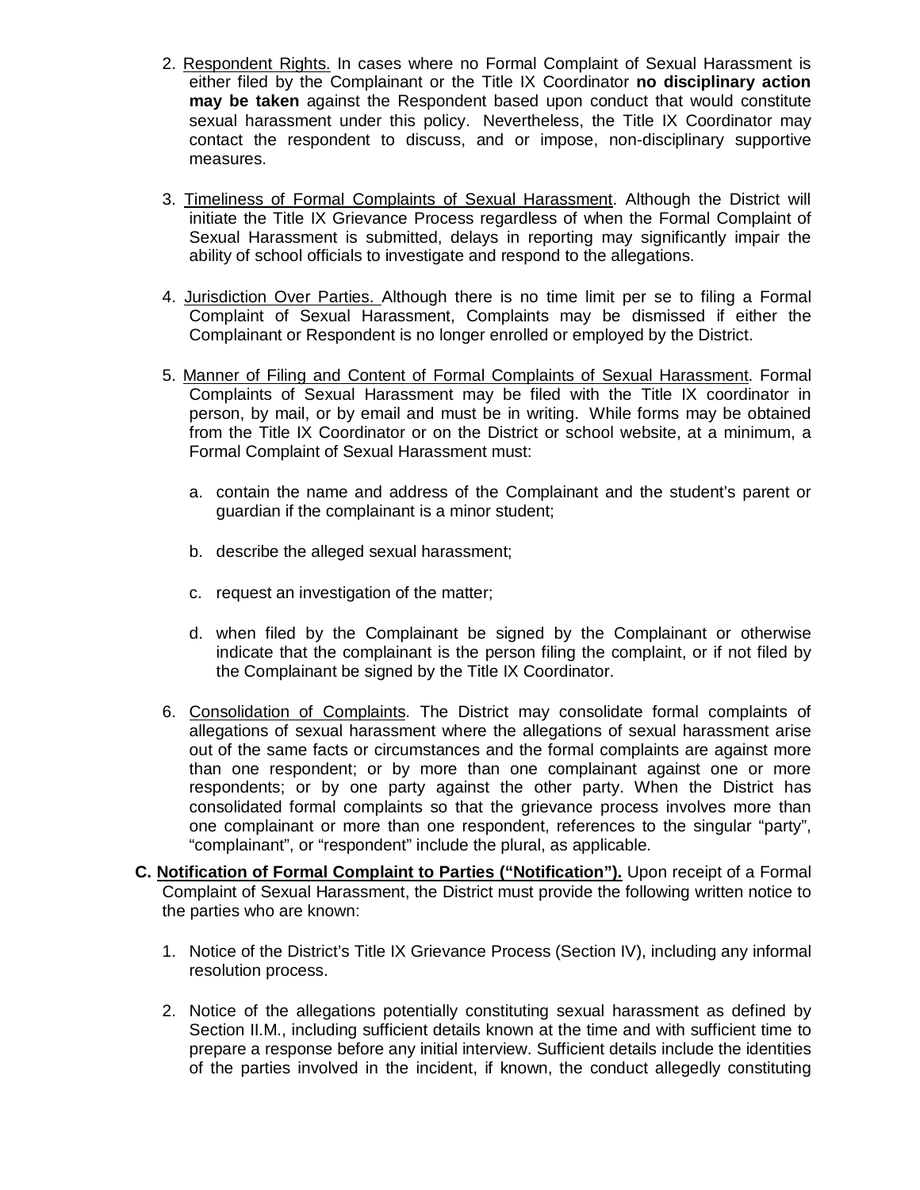2. Respondent Rights. In cases where no Formal Complaint of Sexual Harassment is either filed by the Complainant or the Title IX Coordinator **no disciplinary action may be taken** against the Respondent based upon conduct that would constitute sexual harassment under this policy. Nevertheless, the Title IX Coordinator may contact the respondent to discuss, and or impose, non-disciplinary supportive measures.

3. Timeliness of Formal Complaints of Sexual Harassment. Although the District will initiate the Title IX Grievance Process regardless of when the Formal Complaint of Sexual Harassment is submitted, delays in reporting may significantly impair the ability of school officials to investigate and respond to the allegations.

4. Jurisdiction Over Parties. Although there is no time limit per se to filing a Formal Complaint of Sexual Harassment, Complaints may be dismissed if either the Complainant or Respondent is no longer enrolled or employed by the District.

5. Manner of Filing and Content of Formal Complaints of Sexual Harassment. Formal Complaints of Sexual Harassment may be filed with the Title IX coordinator in person, by mail, or by email and must be in writing. While forms may be obtained from the Title IX Coordinator or on the District or school website, at a minimum, a Formal Complaint of Sexual Harassment must:

   a. contain the name and address of the Complainant and the student's parent or guardian if the complainant is a minor student;

   b. describe the alleged sexual harassment;

   c. request an investigation of the matter;

   d. when filed by the Complainant be signed by the Complainant or otherwise indicate that the complainant is the person filing the complaint, or if not filed by the Complainant be signed by the Title IX Coordinator.

6. Consolidation of Complaints. The District may consolidate formal complaints of allegations of sexual harassment where the allegations of sexual harassment arise out of the same facts or circumstances and the formal complaints are against more than one respondent; or by more than one complainant against one or more respondents; or by one party against the other party. When the District has consolidated formal complaints so that the grievance process involves more than one complainant or more than one respondent, references to the singular "party", "complainant", or "respondent" include the plural, as applicable.

**C. Notification of Formal Complaint to Parties ("Notification").** Upon receipt of a Formal Complaint of Sexual Harassment, the District must provide the following written notice to the parties who are known:

1. Notice of the District's Title IX Grievance Process (Section IV), including any informal resolution process.

2. Notice of the allegations potentially constituting sexual harassment as defined by Section II.M., including sufficient details known at the time and with sufficient time to prepare a response before any initial interview. Sufficient details include the identities of the parties involved in the incident, if known, the conduct allegedly constituting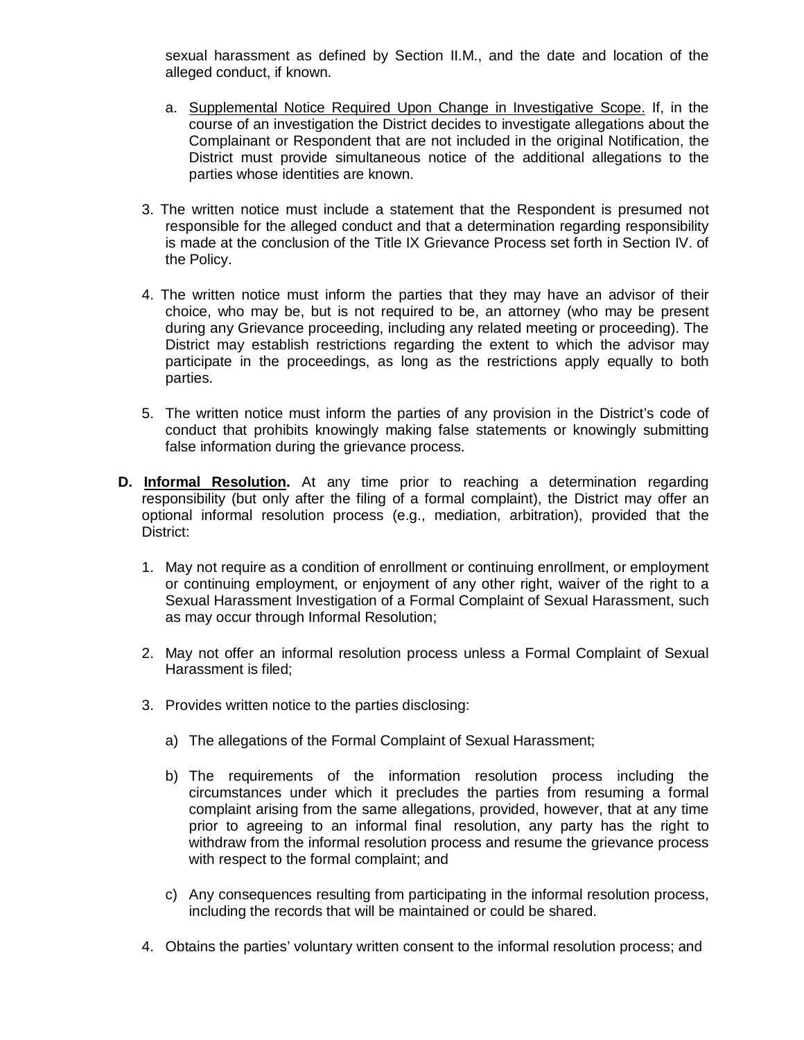sexual harassment as defined by Section II.M., and the date and location of the alleged conduct, if known.

a. Supplemental Notice Required Upon Change in Investigative Scope. If, in the course of an investigation the District decides to investigate allegations about the Complainant or Respondent that are not included in the original Notification, the District must provide simultaneous notice of the additional allegations to the parties whose identities are known.

3. The written notice must include a statement that the Respondent is presumed not responsible for the alleged conduct and that a determination regarding responsibility is made at the conclusion of the Title IX Grievance Process set forth in Section IV. of the Policy.

4. The written notice must inform the parties that they may have an advisor of their choice, who may be, but is not required to be, an attorney (who may be present during any Grievance proceeding, including any related meeting or proceeding). The District may establish restrictions regarding the extent to which the advisor may participate in the proceedings, as long as the restrictions apply equally to both parties.

5. The written notice must inform the parties of any provision in the District's code of conduct that prohibits knowingly making false statements or knowingly submitting false information during the grievance process.

**D. Informal Resolution.** At any time prior to reaching a determination regarding responsibility (but only after the filing of a formal complaint), the District may offer an optional informal resolution process (e.g., mediation, arbitration), provided that the District:

1. May not require as a condition of enrollment or continuing enrollment, or employment or continuing employment, or enjoyment of any other right, waiver of the right to a Sexual Harassment Investigation of a Formal Complaint of Sexual Harassment, such as may occur through Informal Resolution;

2. May not offer an informal resolution process unless a Formal Complaint of Sexual Harassment is filed;

3. Provides written notice to the parties disclosing:

   a) The allegations of the Formal Complaint of Sexual Harassment;

   b) The requirements of the information resolution process including the circumstances under which it precludes the parties from resuming a formal complaint arising from the same allegations, provided, however, that at any time prior to agreeing to an informal final resolution, any party has the right to withdraw from the informal resolution process and resume the grievance process with respect to the formal complaint; and

   c) Any consequences resulting from participating in the informal resolution process, including the records that will be maintained or could be shared.

4. Obtains the parties' voluntary written consent to the informal resolution process; and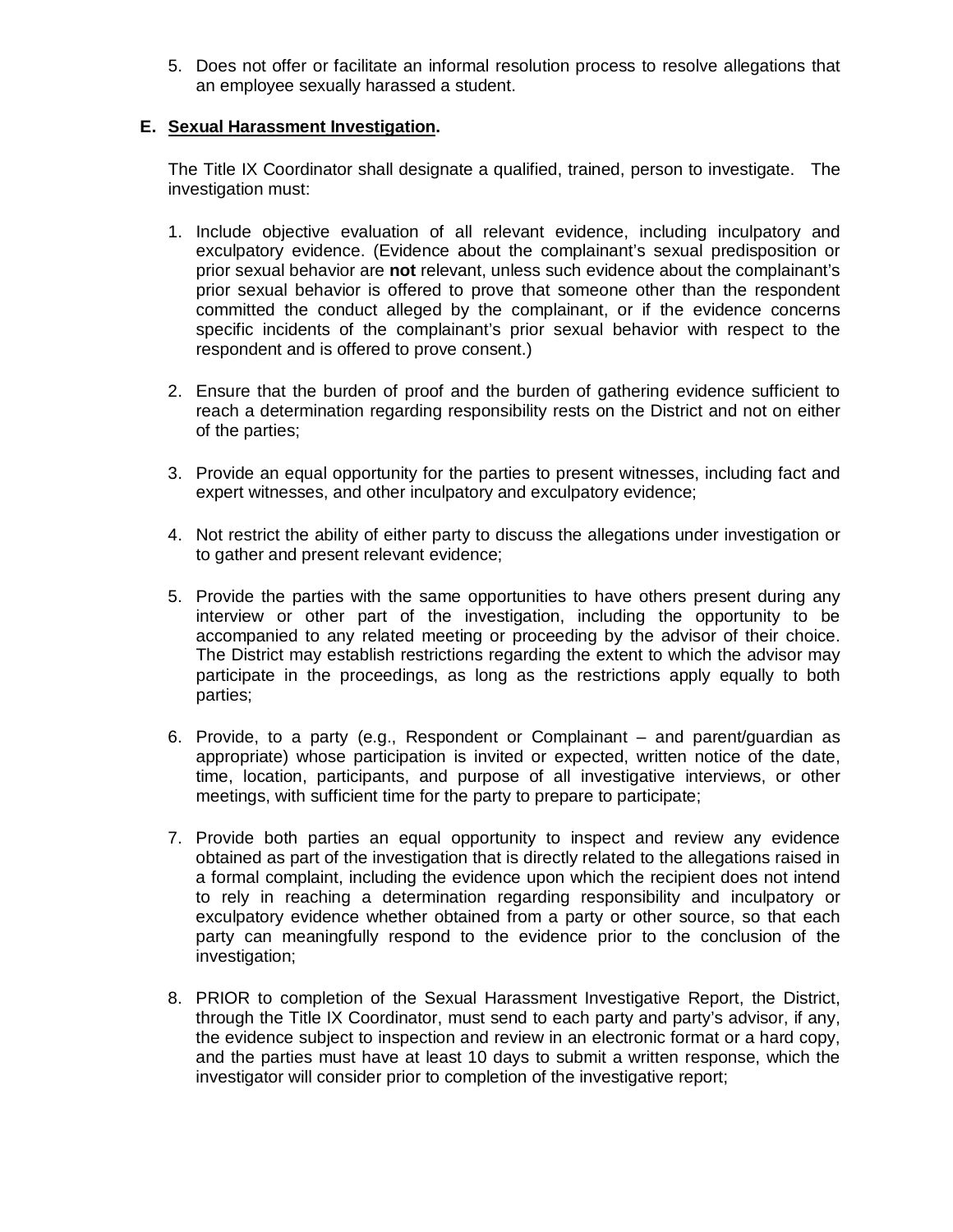5. Does not offer or facilitate an informal resolution process to resolve allegations that an employee sexually harassed a student.

### E. <u>Sexual Harassment Investigation</u>.

The Title IX Coordinator shall designate a qualified, trained, person to investigate. The investigation must:

1. Include objective evaluation of all relevant evidence, including inculpatory and exculpatory evidence. (Evidence about the complainant's sexual predisposition or prior sexual behavior are **not** relevant, unless such evidence about the complainant's prior sexual behavior is offered to prove that someone other than the respondent committed the conduct alleged by the complainant, or if the evidence concerns specific incidents of the complainant's prior sexual behavior with respect to the respondent and is offered to prove consent.)

2. Ensure that the burden of proof and the burden of gathering evidence sufficient to reach a determination regarding responsibility rests on the District and not on either of the parties;

3. Provide an equal opportunity for the parties to present witnesses, including fact and expert witnesses, and other inculpatory and exculpatory evidence;

4. Not restrict the ability of either party to discuss the allegations under investigation or to gather and present relevant evidence;

5. Provide the parties with the same opportunities to have others present during any interview or other part of the investigation, including the opportunity to be accompanied to any related meeting or proceeding by the advisor of their choice. The District may establish restrictions regarding the extent to which the advisor may participate in the proceedings, as long as the restrictions apply equally to both parties;

6. Provide, to a party (e.g., Respondent or Complainant – and parent/guardian as appropriate) whose participation is invited or expected, written notice of the date, time, location, participants, and purpose of all investigative interviews, or other meetings, with sufficient time for the party to prepare to participate;

7. Provide both parties an equal opportunity to inspect and review any evidence obtained as part of the investigation that is directly related to the allegations raised in a formal complaint, including the evidence upon which the recipient does not intend to rely in reaching a determination regarding responsibility and inculpatory or exculpatory evidence whether obtained from a party or other source, so that each party can meaningfully respond to the evidence prior to the conclusion of the investigation;

8. PRIOR to completion of the Sexual Harassment Investigative Report, the District, through the Title IX Coordinator, must send to each party and party's advisor, if any, the evidence subject to inspection and review in an electronic format or a hard copy, and the parties must have at least 10 days to submit a written response, which the investigator will consider prior to completion of the investigative report;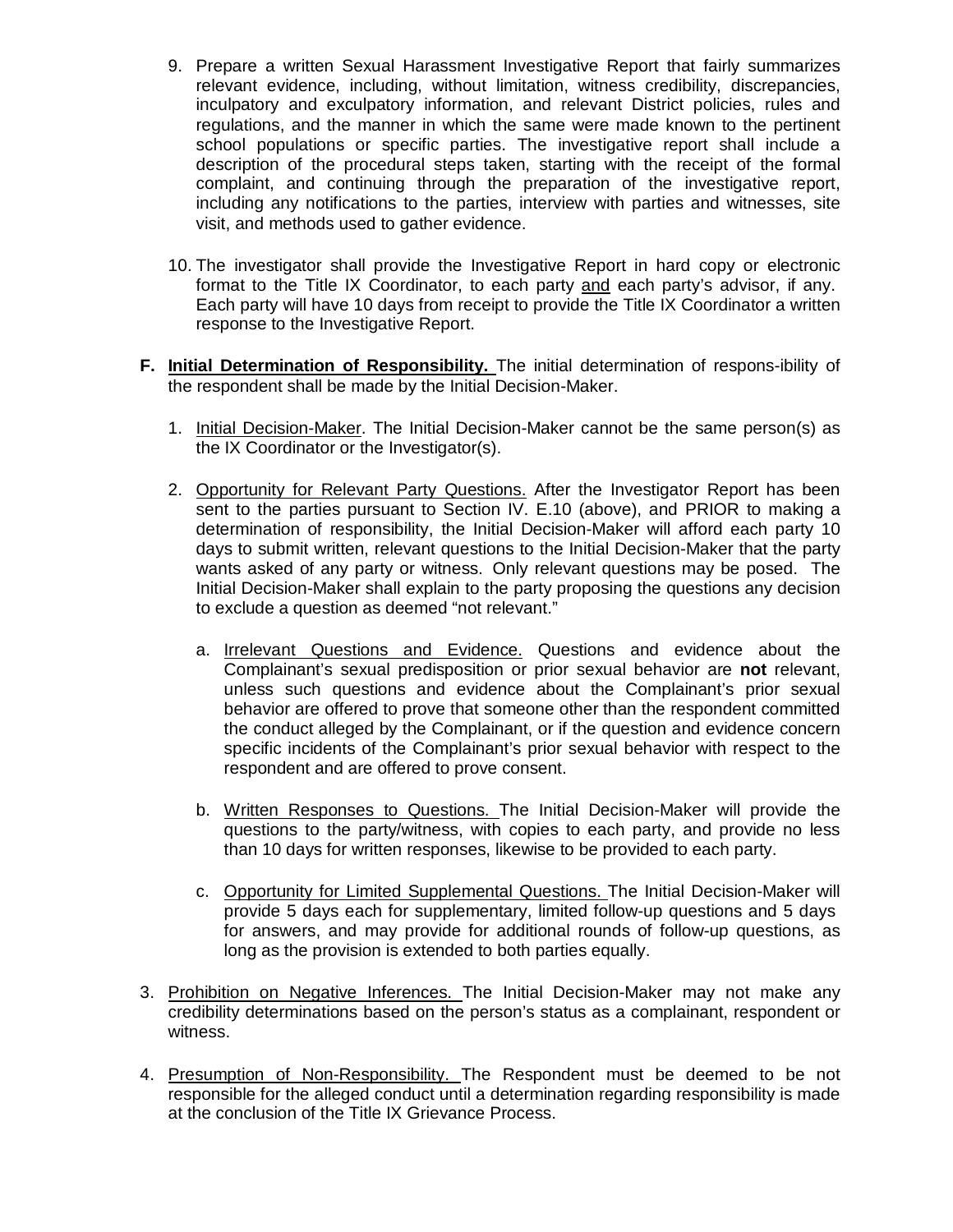9. Prepare a written Sexual Harassment Investigative Report that fairly summarizes relevant evidence, including, without limitation, witness credibility, discrepancies, inculpatory and exculpatory information, and relevant District policies, rules and regulations, and the manner in which the same were made known to the pertinent school populations or specific parties. The investigative report shall include a description of the procedural steps taken, starting with the receipt of the formal complaint, and continuing through the preparation of the investigative report, including any notifications to the parties, interview with parties and witnesses, site visit, and methods used to gather evidence.

10. The investigator shall provide the Investigative Report in hard copy or electronic format to the Title IX Coordinator, to each party and each party's advisor, if any. Each party will have 10 days from receipt to provide the Title IX Coordinator a written response to the Investigative Report.

**F. Initial Determination of Responsibility.** The initial determination of respons-ibility of the respondent shall be made by the Initial Decision-Maker.

1. Initial Decision-Maker. The Initial Decision-Maker cannot be the same person(s) as the IX Coordinator or the Investigator(s).

2. Opportunity for Relevant Party Questions. After the Investigator Report has been sent to the parties pursuant to Section IV. E.10 (above), and PRIOR to making a determination of responsibility, the Initial Decision-Maker will afford each party 10 days to submit written, relevant questions to the Initial Decision-Maker that the party wants asked of any party or witness. Only relevant questions may be posed. The Initial Decision-Maker shall explain to the party proposing the questions any decision to exclude a question as deemed "not relevant."

   a. Irrelevant Questions and Evidence. Questions and evidence about the Complainant's sexual predisposition or prior sexual behavior are **not** relevant, unless such questions and evidence about the Complainant's prior sexual behavior are offered to prove that someone other than the respondent committed the conduct alleged by the Complainant, or if the question and evidence concern specific incidents of the Complainant's prior sexual behavior with respect to the respondent and are offered to prove consent.

   b. Written Responses to Questions. The Initial Decision-Maker will provide the questions to the party/witness, with copies to each party, and provide no less than 10 days for written responses, likewise to be provided to each party.

   c. Opportunity for Limited Supplemental Questions. The Initial Decision-Maker will provide 5 days each for supplementary, limited follow-up questions and 5 days for answers, and may provide for additional rounds of follow-up questions, as long as the provision is extended to both parties equally.

3. Prohibition on Negative Inferences. The Initial Decision-Maker may not make any credibility determinations based on the person's status as a complainant, respondent or witness.

4. Presumption of Non-Responsibility. The Respondent must be deemed to be not responsible for the alleged conduct until a determination regarding responsibility is made at the conclusion of the Title IX Grievance Process.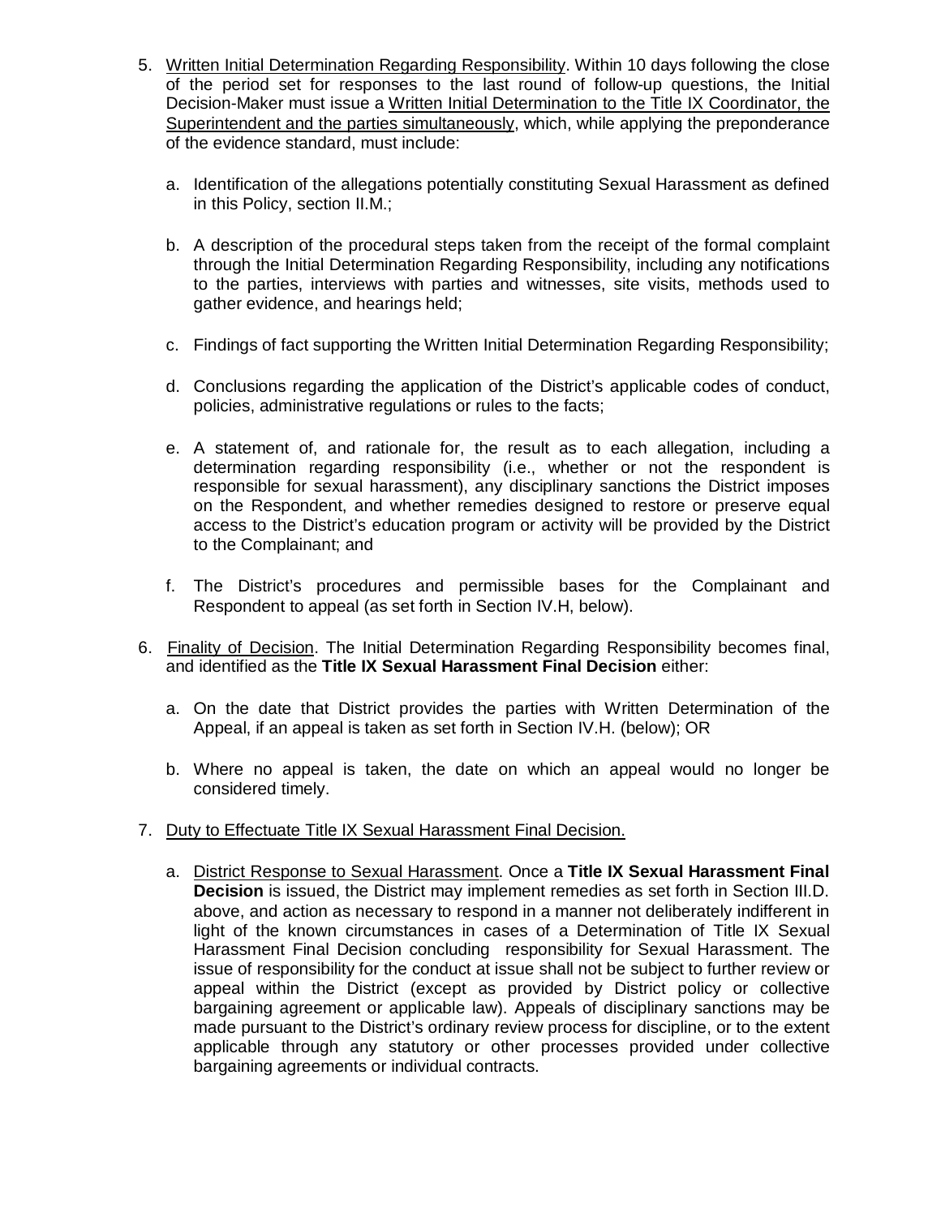5. Written Initial Determination Regarding Responsibility. Within 10 days following the close of the period set for responses to the last round of follow-up questions, the Initial Decision-Maker must issue a Written Initial Determination to the Title IX Coordinator, the Superintendent and the parties simultaneously, which, while applying the preponderance of the evidence standard, must include:

   a. Identification of the allegations potentially constituting Sexual Harassment as defined in this Policy, section II.M.;

   b. A description of the procedural steps taken from the receipt of the formal complaint through the Initial Determination Regarding Responsibility, including any notifications to the parties, interviews with parties and witnesses, site visits, methods used to gather evidence, and hearings held;

   c. Findings of fact supporting the Written Initial Determination Regarding Responsibility;

   d. Conclusions regarding the application of the District's applicable codes of conduct, policies, administrative regulations or rules to the facts;

   e. A statement of, and rationale for, the result as to each allegation, including a determination regarding responsibility (i.e., whether or not the respondent is responsible for sexual harassment), any disciplinary sanctions the District imposes on the Respondent, and whether remedies designed to restore or preserve equal access to the District's education program or activity will be provided by the District to the Complainant; and

   f. The District's procedures and permissible bases for the Complainant and Respondent to appeal (as set forth in Section IV.H, below).

6. Finality of Decision. The Initial Determination Regarding Responsibility becomes final, and identified as the **Title IX Sexual Harassment Final Decision** either:

   a. On the date that District provides the parties with Written Determination of the Appeal, if an appeal is taken as set forth in Section IV.H. (below); OR

   b. Where no appeal is taken, the date on which an appeal would no longer be considered timely.

7. Duty to Effectuate Title IX Sexual Harassment Final Decision.

   a. District Response to Sexual Harassment. Once a **Title IX Sexual Harassment Final Decision** is issued, the District may implement remedies as set forth in Section III.D. above, and action as necessary to respond in a manner not deliberately indifferent in light of the known circumstances in cases of a Determination of Title IX Sexual Harassment Final Decision concluding responsibility for Sexual Harassment. The issue of responsibility for the conduct at issue shall not be subject to further review or appeal within the District (except as provided by District policy or collective bargaining agreement or applicable law). Appeals of disciplinary sanctions may be made pursuant to the District's ordinary review process for discipline, or to the extent applicable through any statutory or other processes provided under collective bargaining agreements or individual contracts.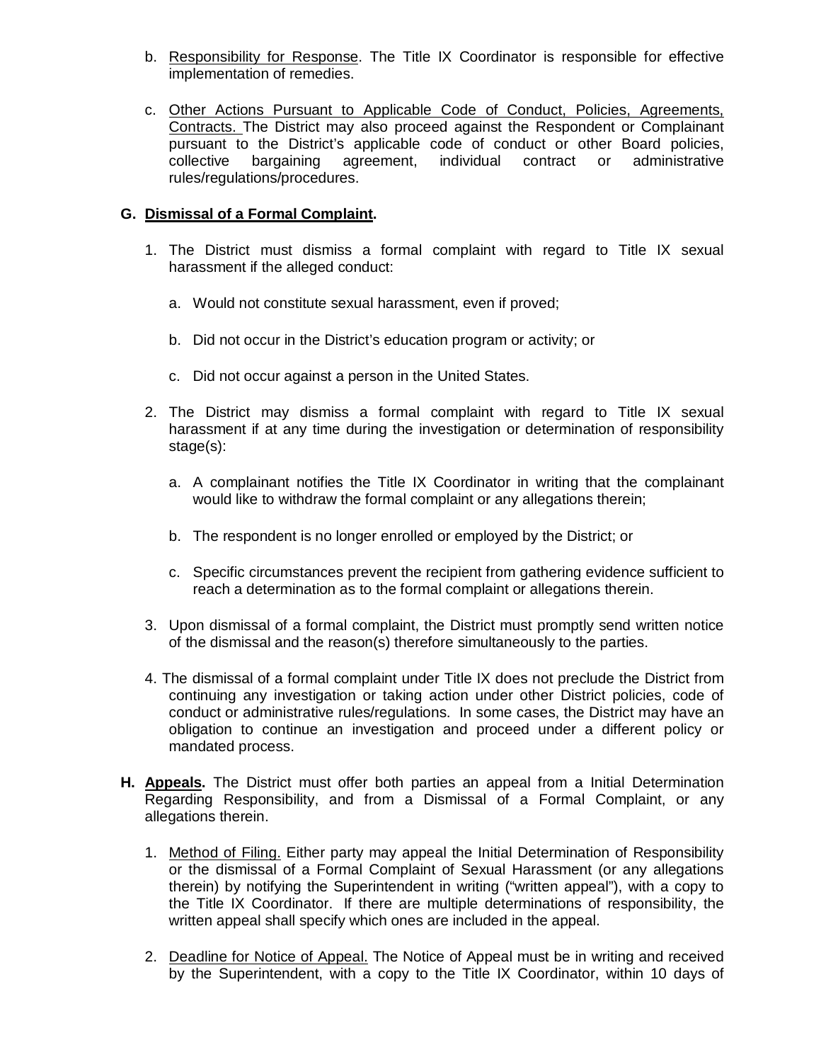b. Responsibility for Response. The Title IX Coordinator is responsible for effective implementation of remedies.

c. Other Actions Pursuant to Applicable Code of Conduct, Policies, Agreements, Contracts. The District may also proceed against the Respondent or Complainant pursuant to the District's applicable code of conduct or other Board policies, collective bargaining agreement, individual contract or administrative rules/regulations/procedures.

**G. Dismissal of a Formal Complaint.**

1. The District must dismiss a formal complaint with regard to Title IX sexual harassment if the alleged conduct:

   a. Would not constitute sexual harassment, even if proved;

   b. Did not occur in the District's education program or activity; or

   c. Did not occur against a person in the United States.

2. The District may dismiss a formal complaint with regard to Title IX sexual harassment if at any time during the investigation or determination of responsibility stage(s):

   a. A complainant notifies the Title IX Coordinator in writing that the complainant would like to withdraw the formal complaint or any allegations therein;

   b. The respondent is no longer enrolled or employed by the District; or

   c. Specific circumstances prevent the recipient from gathering evidence sufficient to reach a determination as to the formal complaint or allegations therein.

3. Upon dismissal of a formal complaint, the District must promptly send written notice of the dismissal and the reason(s) therefore simultaneously to the parties.

4. The dismissal of a formal complaint under Title IX does not preclude the District from continuing any investigation or taking action under other District policies, code of conduct or administrative rules/regulations. In some cases, the District may have an obligation to continue an investigation and proceed under a different policy or mandated process.

**H. Appeals.** The District must offer both parties an appeal from a Initial Determination Regarding Responsibility, and from a Dismissal of a Formal Complaint, or any allegations therein.

1. Method of Filing. Either party may appeal the Initial Determination of Responsibility or the dismissal of a Formal Complaint of Sexual Harassment (or any allegations therein) by notifying the Superintendent in writing ("written appeal"), with a copy to the Title IX Coordinator. If there are multiple determinations of responsibility, the written appeal shall specify which ones are included in the appeal.

2. Deadline for Notice of Appeal. The Notice of Appeal must be in writing and received by the Superintendent, with a copy to the Title IX Coordinator, within 10 days of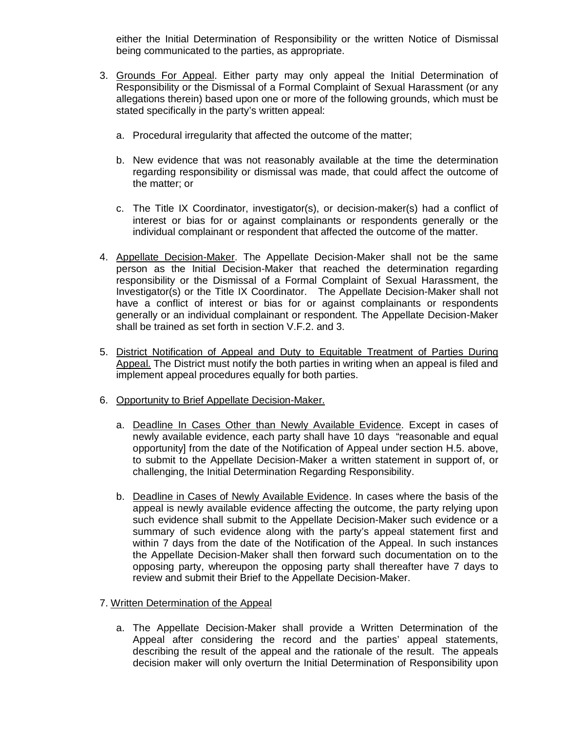either the Initial Determination of Responsibility or the written Notice of Dismissal being communicated to the parties, as appropriate.

3. Grounds For Appeal. Either party may only appeal the Initial Determination of Responsibility or the Dismissal of a Formal Complaint of Sexual Harassment (or any allegations therein) based upon one or more of the following grounds, which must be stated specifically in the party's written appeal:

   a. Procedural irregularity that affected the outcome of the matter;

   b. New evidence that was not reasonably available at the time the determination regarding responsibility or dismissal was made, that could affect the outcome of the matter; or

   c. The Title IX Coordinator, investigator(s), or decision-maker(s) had a conflict of interest or bias for or against complainants or respondents generally or the individual complainant or respondent that affected the outcome of the matter.

4. Appellate Decision-Maker. The Appellate Decision-Maker shall not be the same person as the Initial Decision-Maker that reached the determination regarding responsibility or the Dismissal of a Formal Complaint of Sexual Harassment, the Investigator(s) or the Title IX Coordinator. The Appellate Decision-Maker shall not have a conflict of interest or bias for or against complainants or respondents generally or an individual complainant or respondent. The Appellate Decision-Maker shall be trained as set forth in section V.F.2. and 3.

5. District Notification of Appeal and Duty to Equitable Treatment of Parties During Appeal. The District must notify the both parties in writing when an appeal is filed and implement appeal procedures equally for both parties.

6. Opportunity to Brief Appellate Decision-Maker.

   a. Deadline In Cases Other than Newly Available Evidence. Except in cases of newly available evidence, each party shall have 10 days "reasonable and equal opportunity] from the date of the Notification of Appeal under section H.5. above, to submit to the Appellate Decision-Maker a written statement in support of, or challenging, the Initial Determination Regarding Responsibility.

   b. Deadline in Cases of Newly Available Evidence. In cases where the basis of the appeal is newly available evidence affecting the outcome, the party relying upon such evidence shall submit to the Appellate Decision-Maker such evidence or a summary of such evidence along with the party's appeal statement first and within 7 days from the date of the Notification of the Appeal. In such instances the Appellate Decision-Maker shall then forward such documentation on to the opposing party, whereupon the opposing party shall thereafter have 7 days to review and submit their Brief to the Appellate Decision-Maker.

7. Written Determination of the Appeal

   a. The Appellate Decision-Maker shall provide a Written Determination of the Appeal after considering the record and the parties' appeal statements, describing the result of the appeal and the rationale of the result. The appeals decision maker will only overturn the Initial Determination of Responsibility upon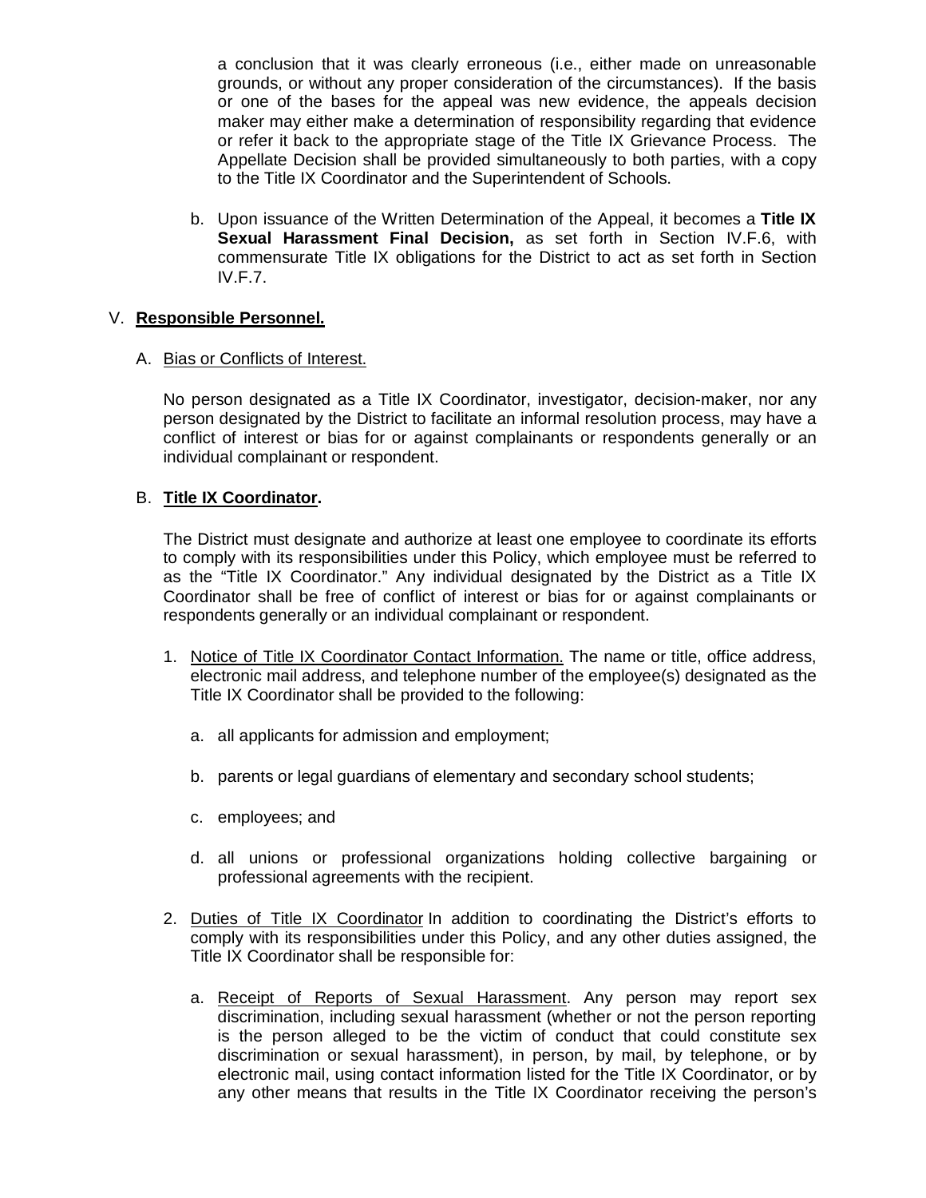a conclusion that it was clearly erroneous (i.e., either made on unreasonable grounds, or without any proper consideration of the circumstances). If the basis or one of the bases for the appeal was new evidence, the appeals decision maker may either make a determination of responsibility regarding that evidence or refer it back to the appropriate stage of the Title IX Grievance Process. The Appellate Decision shall be provided simultaneously to both parties, with a copy to the Title IX Coordinator and the Superintendent of Schools.

b. Upon issuance of the Written Determination of the Appeal, it becomes a **Title IX Sexual Harassment Final Decision,** as set forth in Section IV.F.6, with commensurate Title IX obligations for the District to act as set forth in Section IV.F.7.

## V. **Responsible Personnel.**

### A. Bias or Conflicts of Interest.

No person designated as a Title IX Coordinator, investigator, decision-maker, nor any person designated by the District to facilitate an informal resolution process, may have a conflict of interest or bias for or against complainants or respondents generally or an individual complainant or respondent.

### B. **Title IX Coordinator.**

The District must designate and authorize at least one employee to coordinate its efforts to comply with its responsibilities under this Policy, which employee must be referred to as the "Title IX Coordinator." Any individual designated by the District as a Title IX Coordinator shall be free of conflict of interest or bias for or against complainants or respondents generally or an individual complainant or respondent.

1. Notice of Title IX Coordinator Contact Information. The name or title, office address, electronic mail address, and telephone number of the employee(s) designated as the Title IX Coordinator shall be provided to the following:

   a. all applicants for admission and employment;

   b. parents or legal guardians of elementary and secondary school students;

   c. employees; and

   d. all unions or professional organizations holding collective bargaining or professional agreements with the recipient.

2. Duties of Title IX Coordinator In addition to coordinating the District's efforts to comply with its responsibilities under this Policy, and any other duties assigned, the Title IX Coordinator shall be responsible for:

   a. Receipt of Reports of Sexual Harassment. Any person may report sex discrimination, including sexual harassment (whether or not the person reporting is the person alleged to be the victim of conduct that could constitute sex discrimination or sexual harassment), in person, by mail, by telephone, or by electronic mail, using contact information listed for the Title IX Coordinator, or by any other means that results in the Title IX Coordinator receiving the person's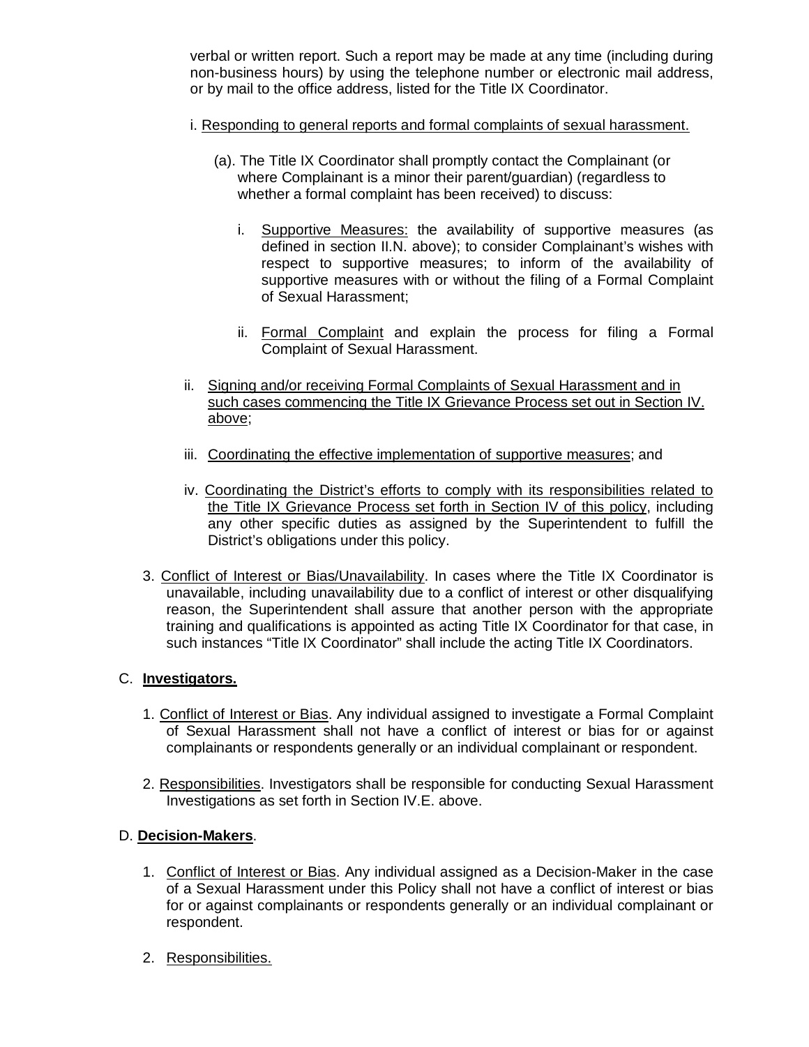verbal or written report. Such a report may be made at any time (including during non-business hours) by using the telephone number or electronic mail address, or by mail to the office address, listed for the Title IX Coordinator.

i. <u>Responding to general reports and formal complaints of sexual harassment.</u>

(a). The Title IX Coordinator shall promptly contact the Complainant (or where Complainant is a minor their parent/guardian) (regardless to whether a formal complaint has been received) to discuss:

i. <u>Supportive Measures:</u> the availability of supportive measures (as defined in section II.N. above); to consider Complainant's wishes with respect to supportive measures; to inform of the availability of supportive measures with or without the filing of a Formal Complaint of Sexual Harassment;

ii. <u>Formal Complaint</u> and explain the process for filing a Formal Complaint of Sexual Harassment.

ii. <u>Signing and/or receiving Formal Complaints of Sexual Harassment and in such cases commencing the Title IX Grievance Process set out in Section IV. above</u>;

iii. <u>Coordinating the effective implementation of supportive measures</u>; and

iv. <u>Coordinating the District's efforts to comply with its responsibilities related to the Title IX Grievance Process set forth in Section IV of this policy</u>, including any other specific duties as assigned by the Superintendent to fulfill the District's obligations under this policy.

3. <u>Conflict of Interest or Bias/Unavailability</u>. In cases where the Title IX Coordinator is unavailable, including unavailability due to a conflict of interest or other disqualifying reason, the Superintendent shall assure that another person with the appropriate training and qualifications is appointed as acting Title IX Coordinator for that case, in such instances "Title IX Coordinator" shall include the acting Title IX Coordinators.

## C. <u>**Investigators.**</u>

1. <u>Conflict of Interest or Bias</u>. Any individual assigned to investigate a Formal Complaint of Sexual Harassment shall not have a conflict of interest or bias for or against complainants or respondents generally or an individual complainant or respondent.

2. <u>Responsibilities</u>. Investigators shall be responsible for conducting Sexual Harassment Investigations as set forth in Section IV.E. above.

## D. <u>**Decision-Makers**</u>.

1. <u>Conflict of Interest or Bias</u>. Any individual assigned as a Decision-Maker in the case of a Sexual Harassment under this Policy shall not have a conflict of interest or bias for or against complainants or respondents generally or an individual complainant or respondent.

2. <u>Responsibilities.</u>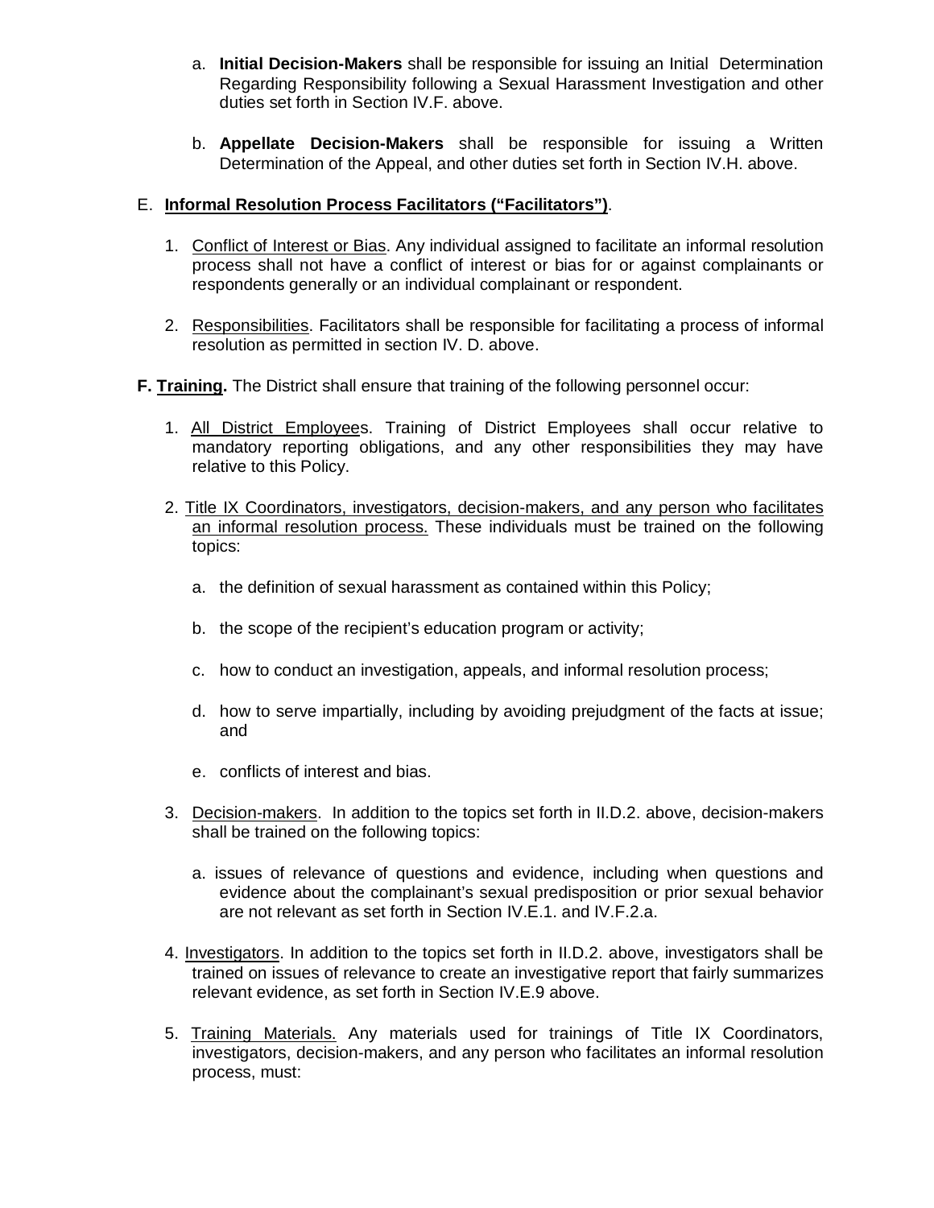a. **Initial Decision-Makers** shall be responsible for issuing an Initial Determination Regarding Responsibility following a Sexual Harassment Investigation and other duties set forth in Section IV.F. above.

b. **Appellate Decision-Makers** shall be responsible for issuing a Written Determination of the Appeal, and other duties set forth in Section IV.H. above.

E. **Informal Resolution Process Facilitators ("Facilitators")**.

1. Conflict of Interest or Bias. Any individual assigned to facilitate an informal resolution process shall not have a conflict of interest or bias for or against complainants or respondents generally or an individual complainant or respondent.

2. Responsibilities. Facilitators shall be responsible for facilitating a process of informal resolution as permitted in section IV. D. above.

**F. Training.** The District shall ensure that training of the following personnel occur:

1. All District Employees. Training of District Employees shall occur relative to mandatory reporting obligations, and any other responsibilities they may have relative to this Policy.

2. Title IX Coordinators, investigators, decision-makers, and any person who facilitates an informal resolution process. These individuals must be trained on the following topics:

   a. the definition of sexual harassment as contained within this Policy;

   b. the scope of the recipient's education program or activity;

   c. how to conduct an investigation, appeals, and informal resolution process;

   d. how to serve impartially, including by avoiding prejudgment of the facts at issue; and

   e. conflicts of interest and bias.

3. Decision-makers. In addition to the topics set forth in II.D.2. above, decision-makers shall be trained on the following topics:

   a. issues of relevance of questions and evidence, including when questions and evidence about the complainant's sexual predisposition or prior sexual behavior are not relevant as set forth in Section IV.E.1. and IV.F.2.a.

4. Investigators. In addition to the topics set forth in II.D.2. above, investigators shall be trained on issues of relevance to create an investigative report that fairly summarizes relevant evidence, as set forth in Section IV.E.9 above.

5. Training Materials. Any materials used for trainings of Title IX Coordinators, investigators, decision-makers, and any person who facilitates an informal resolution process, must: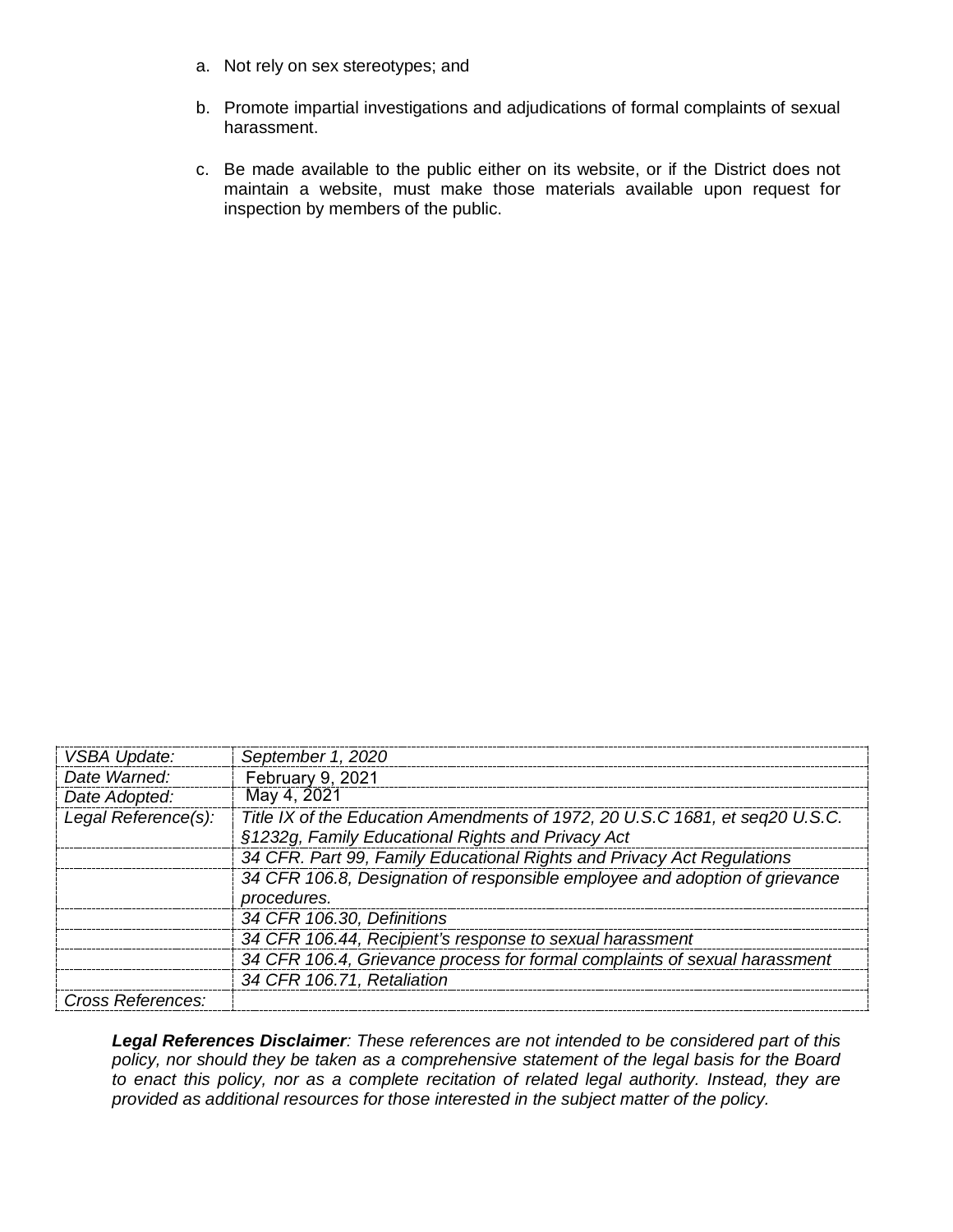a. Not rely on sex stereotypes; and

b. Promote impartial investigations and adjudications of formal complaints of sexual harassment.

c. Be made available to the public either on its website, or if the District does not maintain a website, must make those materials available upon request for inspection by members of the public.

| | |
|---|---|
| *VSBA Update:* | *September 1, 2020* |
| *Date Warned:* | February 9, 2021 |
| *Date Adopted:* | May 4, 2021 |
| *Legal Reference(s):* | *Title IX of the Education Amendments of 1972, 20 U.S.C 1681, et seq20 U.S.C. §1232g, Family Educational Rights and Privacy Act* |
| | *34 CFR. Part 99, Family Educational Rights and Privacy Act Regulations* |
| | *34 CFR 106.8, Designation of responsible employee and adoption of grievance procedures.* |
| | *34 CFR 106.30, Definitions* |
| | *34 CFR 106.44, Recipient's response to sexual harassment* |
| | *34 CFR 106.4, Grievance process for formal complaints of sexual harassment* |
| | *34 CFR 106.71, Retaliation* |
| *Cross References:* | |

***Legal References Disclaimer****: These references are not intended to be considered part of this policy, nor should they be taken as a comprehensive statement of the legal basis for the Board to enact this policy, nor as a complete recitation of related legal authority. Instead, they are provided as additional resources for those interested in the subject matter of the policy.*